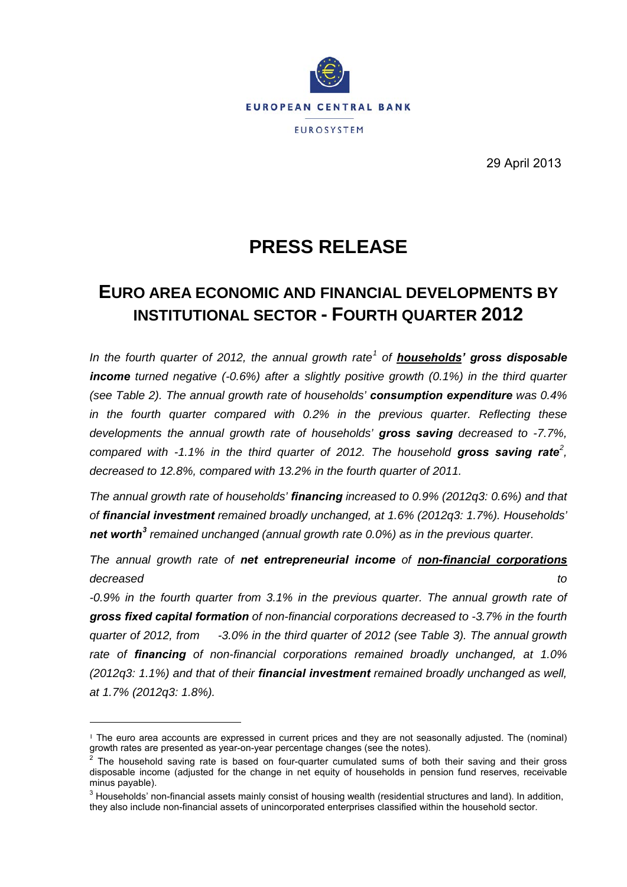EUROPEAN CENTRAL BANK

EUROSYSTEM

29 April 2013

# PRESS RELEASE

## EURO AREA ECONOMIC AND FINANCIAL DEVELOPMENTS BY INSTITUTIONAL SECTOR - FOURTH QUARTER 2012

*In the fourth quarter of 2012, the annual growth rate[1] of* ***households' gross disposable income*** *turned negative (-0.6%) after a slightly positive growth (0.1%) in the third quarter (see Table 2). The annual growth rate of households'* ***consumption expenditure*** *was 0.4% in the fourth quarter compared with 0.2% in the previous quarter. Reflecting these developments the annual growth rate of households'* ***gross saving*** *decreased to -7.7%, compared with -1.1% in the third quarter of 2012. The household* ***gross saving rate***[2]*, decreased to 12.8%, compared with 13.2% in the fourth quarter of 2011.*

*The annual growth rate of households'* ***financing*** *increased to 0.9% (2012q3: 0.6%) and that of* ***financial investment*** *remained broadly unchanged, at 1.6% (2012q3: 1.7%). Households'* ***net worth***[3] *remained unchanged (annual growth rate 0.0%) as in the previous quarter.*

*The annual growth rate of* ***net entrepreneurial income*** *of* ***non-financial corporations*** *decreased to -0.9% in the fourth quarter from 3.1% in the previous quarter. The annual growth rate of* ***gross fixed capital formation*** *of non-financial corporations decreased to -3.7% in the fourth quarter of 2012, from -3.0% in the third quarter of 2012 (see Table 3). The annual growth rate of* ***financing*** *of non-financial corporations remained broadly unchanged, at 1.0% (2012q3: 1.1%) and that of their* ***financial investment*** *remained broadly unchanged as well, at 1.7% (2012q3: 1.8%).*

---

[1] The euro area accounts are expressed in current prices and they are not seasonally adjusted. The (nominal) growth rates are presented as year-on-year percentage changes (see the notes).

[2] The household saving rate is based on four-quarter cumulated sums of both their saving and their gross disposable income (adjusted for the change in net equity of households in pension fund reserves, receivable minus payable).

[3] Households' non-financial assets mainly consist of housing wealth (residential structures and land). In addition, they also include non-financial assets of unincorporated enterprises classified within the household sector.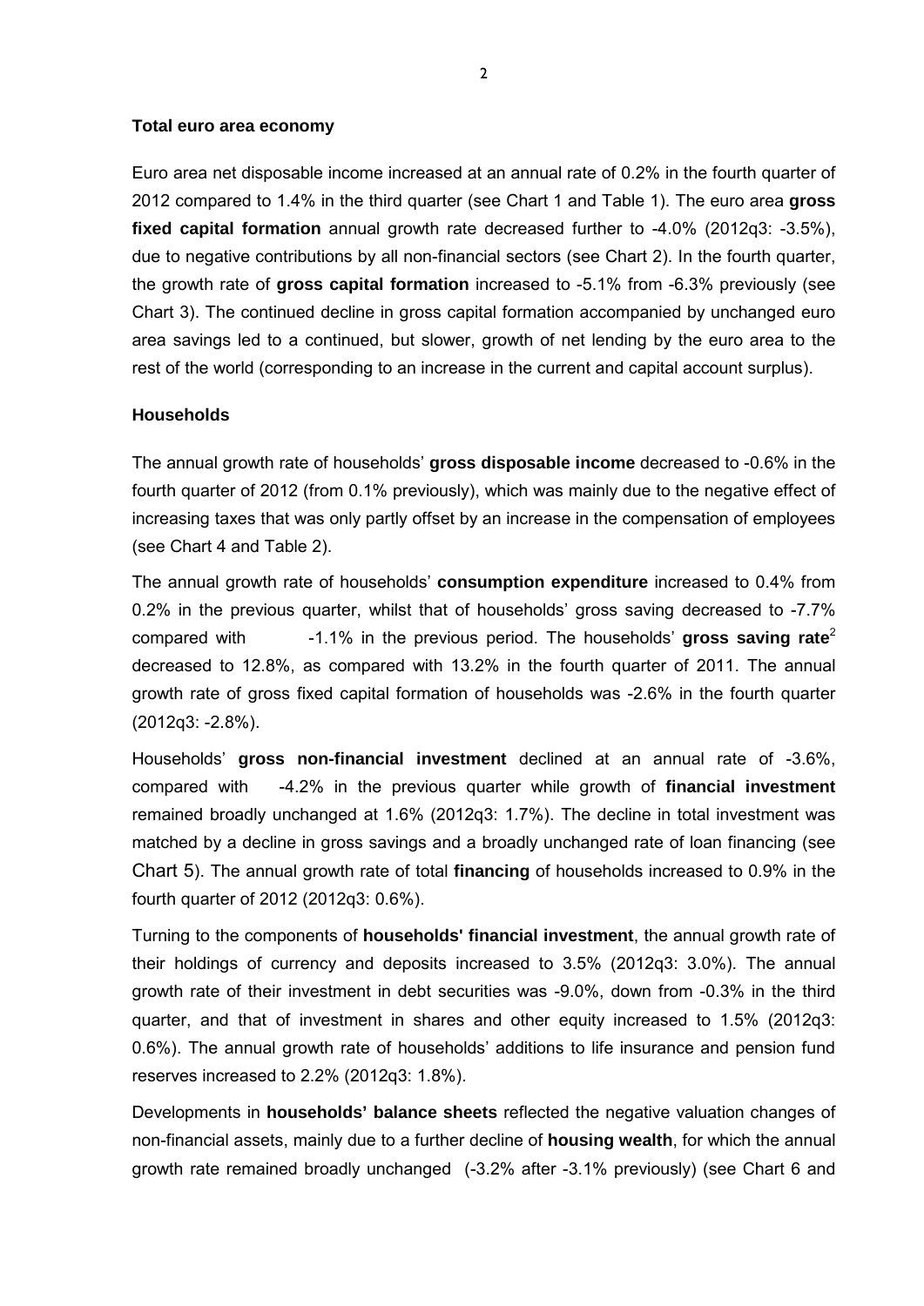**Total euro area economy**

Euro area net disposable income increased at an annual rate of 0.2% in the fourth quarter of 2012 compared to 1.4% in the third quarter (see Chart 1 and Table 1). The euro area **gross fixed capital formation** annual growth rate decreased further to -4.0% (2012q3: -3.5%), due to negative contributions by all non-financial sectors (see Chart 2). In the fourth quarter, the growth rate of **gross capital formation** increased to -5.1% from -6.3% previously (see Chart 3). The continued decline in gross capital formation accompanied by unchanged euro area savings led to a continued, but slower, growth of net lending by the euro area to the rest of the world (corresponding to an increase in the current and capital account surplus).

**Households**

The annual growth rate of households' **gross disposable income** decreased to -0.6% in the fourth quarter of 2012 (from 0.1% previously), which was mainly due to the negative effect of increasing taxes that was only partly offset by an increase in the compensation of employees (see Chart 4 and Table 2).

The annual growth rate of households' **consumption expenditure** increased to 0.4% from 0.2% in the previous quarter, whilst that of households' gross saving decreased to -7.7% compared with -1.1% in the previous period. The households' **gross saving rate**[2] decreased to 12.8%, as compared with 13.2% in the fourth quarter of 2011. The annual growth rate of gross fixed capital formation of households was -2.6% in the fourth quarter (2012q3: -2.8%).

Households' **gross non-financial investment** declined at an annual rate of -3.6%, compared with -4.2% in the previous quarter while growth of **financial investment** remained broadly unchanged at 1.6% (2012q3: 1.7%). The decline in total investment was matched by a decline in gross savings and a broadly unchanged rate of loan financing (see Chart 5). The annual growth rate of total **financing** of households increased to 0.9% in the fourth quarter of 2012 (2012q3: 0.6%).

Turning to the components of **households' financial investment**, the annual growth rate of their holdings of currency and deposits increased to 3.5% (2012q3: 3.0%). The annual growth rate of their investment in debt securities was -9.0%, down from -0.3% in the third quarter, and that of investment in shares and other equity increased to 1.5% (2012q3: 0.6%). The annual growth rate of households' additions to life insurance and pension fund reserves increased to 2.2% (2012q3: 1.8%).

Developments in **households' balance sheets** reflected the negative valuation changes of non-financial assets, mainly due to a further decline of **housing wealth**, for which the annual growth rate remained broadly unchanged (-3.2% after -3.1% previously) (see Chart 6 and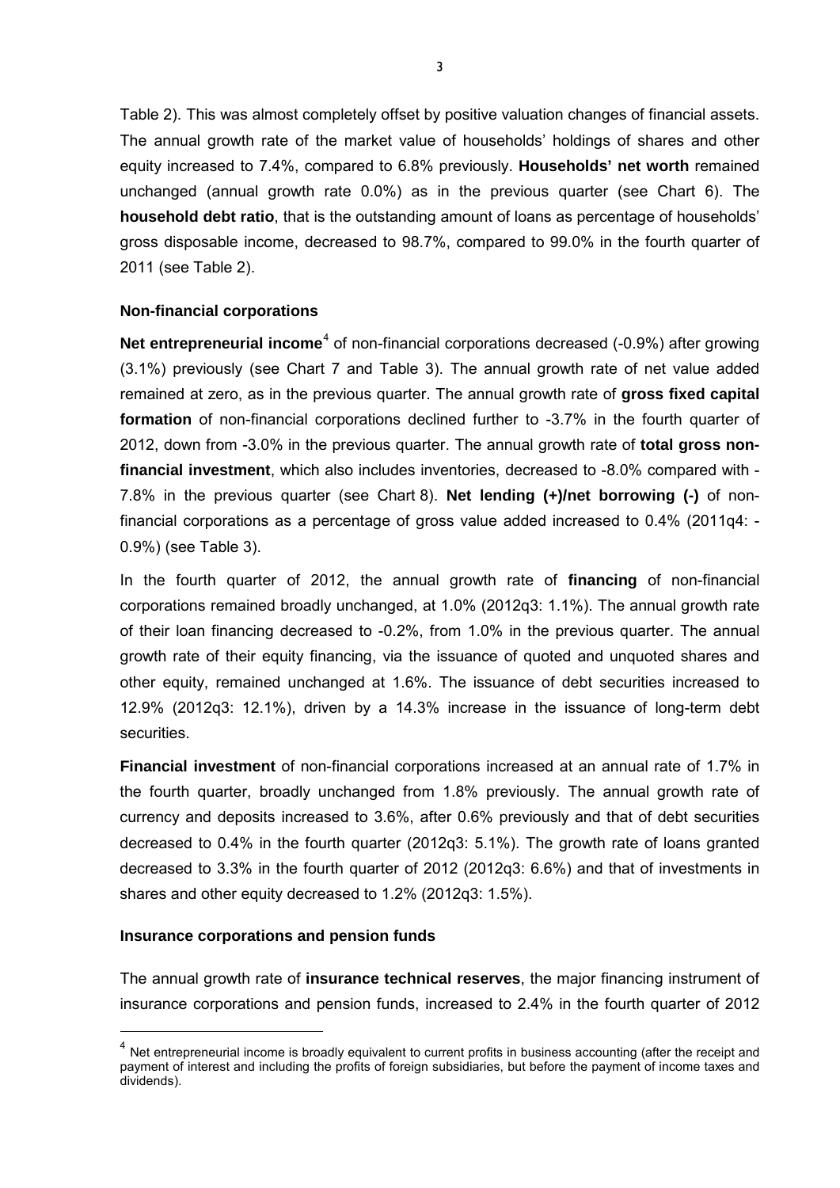Table 2). This was almost completely offset by positive valuation changes of financial assets. The annual growth rate of the market value of households' holdings of shares and other equity increased to 7.4%, compared to 6.8% previously. **Households' net worth** remained unchanged (annual growth rate 0.0%) as in the previous quarter (see Chart 6). The **household debt ratio**, that is the outstanding amount of loans as percentage of households' gross disposable income, decreased to 98.7%, compared to 99.0% in the fourth quarter of 2011 (see Table 2).

### Non-financial corporations

**Net entrepreneurial income**[4] of non-financial corporations decreased (-0.9%) after growing (3.1%) previously (see Chart 7 and Table 3). The annual growth rate of net value added remained at zero, as in the previous quarter. The annual growth rate of **gross fixed capital formation** of non-financial corporations declined further to -3.7% in the fourth quarter of 2012, down from -3.0% in the previous quarter. The annual growth rate of **total gross non-financial investment**, which also includes inventories, decreased to -8.0% compared with -7.8% in the previous quarter (see Chart 8). **Net lending (+)/net borrowing (-)** of non-financial corporations as a percentage of gross value added increased to 0.4% (2011q4: -0.9%) (see Table 3).

In the fourth quarter of 2012, the annual growth rate of **financing** of non-financial corporations remained broadly unchanged, at 1.0% (2012q3: 1.1%). The annual growth rate of their loan financing decreased to -0.2%, from 1.0% in the previous quarter. The annual growth rate of their equity financing, via the issuance of quoted and unquoted shares and other equity, remained unchanged at 1.6%. The issuance of debt securities increased to 12.9% (2012q3: 12.1%), driven by a 14.3% increase in the issuance of long-term debt securities.

**Financial investment** of non-financial corporations increased at an annual rate of 1.7% in the fourth quarter, broadly unchanged from 1.8% previously. The annual growth rate of currency and deposits increased to 3.6%, after 0.6% previously and that of debt securities decreased to 0.4% in the fourth quarter (2012q3: 5.1%). The growth rate of loans granted decreased to 3.3% in the fourth quarter of 2012 (2012q3: 6.6%) and that of investments in shares and other equity decreased to 1.2% (2012q3: 1.5%).

### Insurance corporations and pension funds

The annual growth rate of **insurance technical reserves**, the major financing instrument of insurance corporations and pension funds, increased to 2.4% in the fourth quarter of 2012

---

[4] Net entrepreneurial income is broadly equivalent to current profits in business accounting (after the receipt and payment of interest and including the profits of foreign subsidiaries, but before the payment of income taxes and dividends).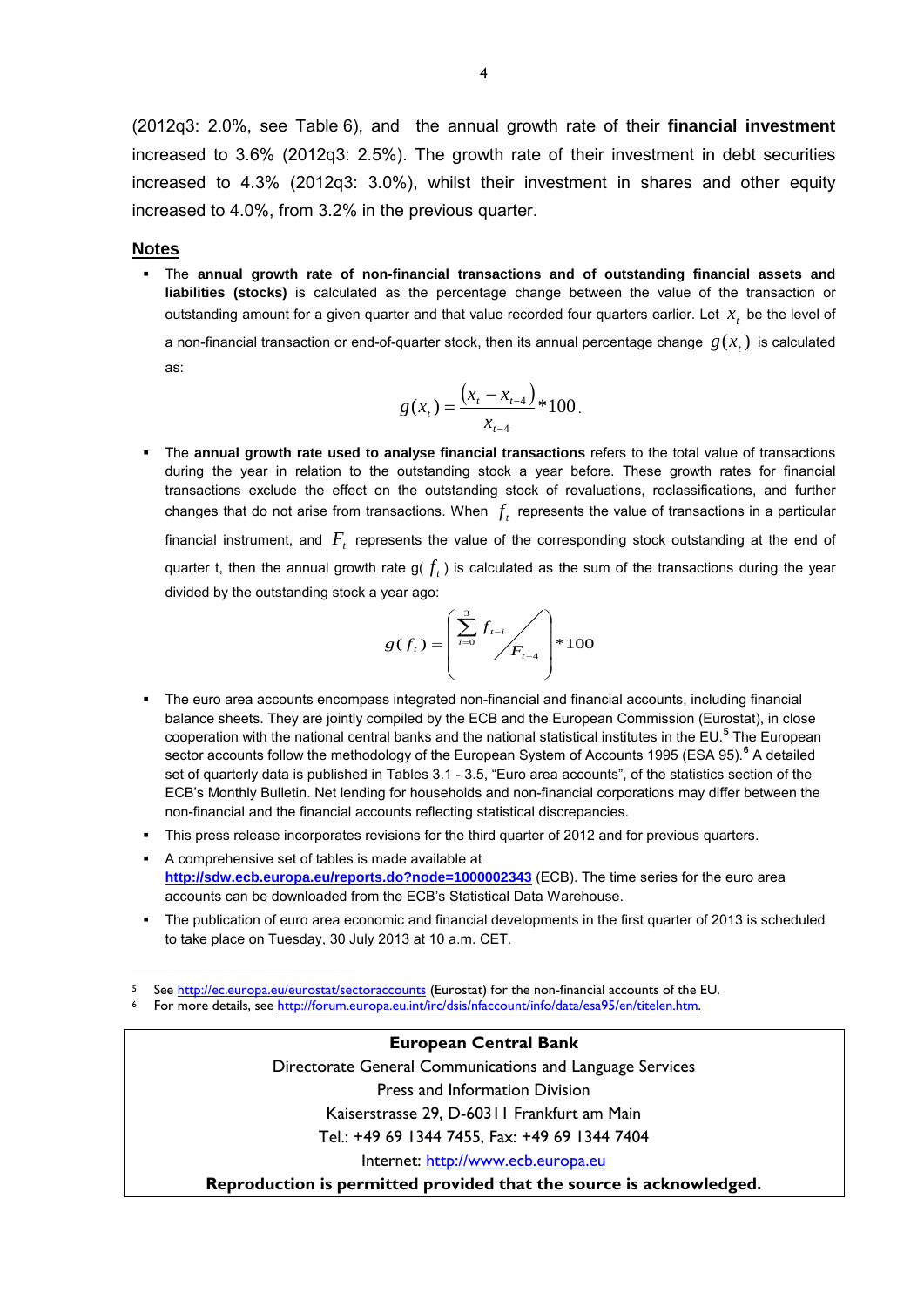(2012q3: 2.0%, see Table 6), and the annual growth rate of their **financial investment** increased to 3.6% (2012q3: 2.5%). The growth rate of their investment in debt securities increased to 4.3% (2012q3: 3.0%), whilst their investment in shares and other equity increased to 4.0%, from 3.2% in the previous quarter.

## Notes

- The **annual growth rate of non-financial transactions and of outstanding financial assets and liabilities (stocks)** is calculated as the percentage change between the value of the transaction or outstanding amount for a given quarter and that value recorded four quarters earlier. Let $x_t$ be the level of a non-financial transaction or end-of-quarter stock, then its annual percentage change $g(x_t)$ is calculated as:

$$g(x_t) = \frac{(x_t - x_{t-4})}{x_{t-4}} * 100.$$

- The **annual growth rate used to analyse financial transactions** refers to the total value of transactions during the year in relation to the outstanding stock a year before. These growth rates for financial transactions exclude the effect on the outstanding stock of revaluations, reclassifications, and further changes that do not arise from transactions. When $f_t$ represents the value of transactions in a particular financial instrument, and $F_t$ represents the value of the corresponding stock outstanding at the end of quarter t, then the annual growth rate g( $f_t$ ) is calculated as the sum of the transactions during the year divided by the outstanding stock a year ago:

$$g(f_t) = \left( \sum_{i=0}^{3} f_{t-i} \Big/ F_{t-4} \right) * 100$$

- The euro area accounts encompass integrated non-financial and financial accounts, including financial balance sheets. They are jointly compiled by the ECB and the European Commission (Eurostat), in close cooperation with the national central banks and the national statistical institutes in the EU.[5] The European sector accounts follow the methodology of the European System of Accounts 1995 (ESA 95).[6] A detailed set of quarterly data is published in Tables 3.1 - 3.5, "Euro area accounts", of the statistics section of the ECB's Monthly Bulletin. Net lending for households and non-financial corporations may differ between the non-financial and the financial accounts reflecting statistical discrepancies.
- This press release incorporates revisions for the third quarter of 2012 and for previous quarters.
- A comprehensive set of tables is made available at **http://sdw.ecb.europa.eu/reports.do?node=1000002343** (ECB). The time series for the euro area accounts can be downloaded from the ECB's Statistical Data Warehouse.
- The publication of euro area economic and financial developments in the first quarter of 2013 is scheduled to take place on Tuesday, 30 July 2013 at 10 a.m. CET.

---

[5] See http://ec.europa.eu/eurostat/sectoraccounts (Eurostat) for the non-financial accounts of the EU.

[6] For more details, see http://forum.europa.eu.int/irc/dsis/nfaccount/info/data/esa95/en/titelen.htm.

**European Central Bank**

Directorate General Communications and Language Services

Press and Information Division

Kaiserstrasse 29, D-60311 Frankfurt am Main

Tel.: +49 69 1344 7455, Fax: +49 69 1344 7404

Internet: http://www.ecb.europa.eu

**Reproduction is permitted provided that the source is acknowledged.**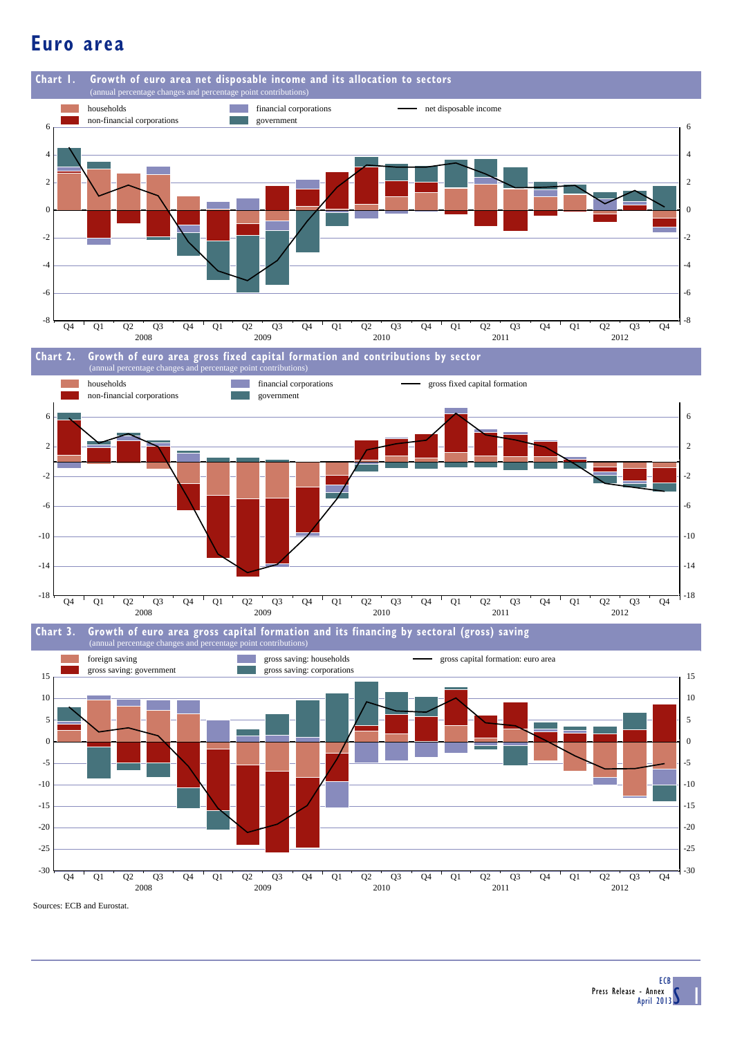# Euro area

**Chart 1. Growth of euro area net disposable income and its allocation to sectors**
(annual percentage changes and percentage point contributions)

households | financial corporations | net disposable income
non-financial corporations | government

**Chart 2. Growth of euro area gross fixed capital formation and contributions by sector**
(annual percentage changes and percentage point contributions)

households | financial corporations | gross fixed capital formation
non-financial corporations | government

**Chart 3. Growth of euro area gross capital formation and its financing by sectoral (gross) saving**
(annual percentage changes and percentage point contributions)

foreign saving | gross saving: households | gross capital formation: euro area
gross saving: government | gross saving: corporations

Sources: ECB and Eurostat.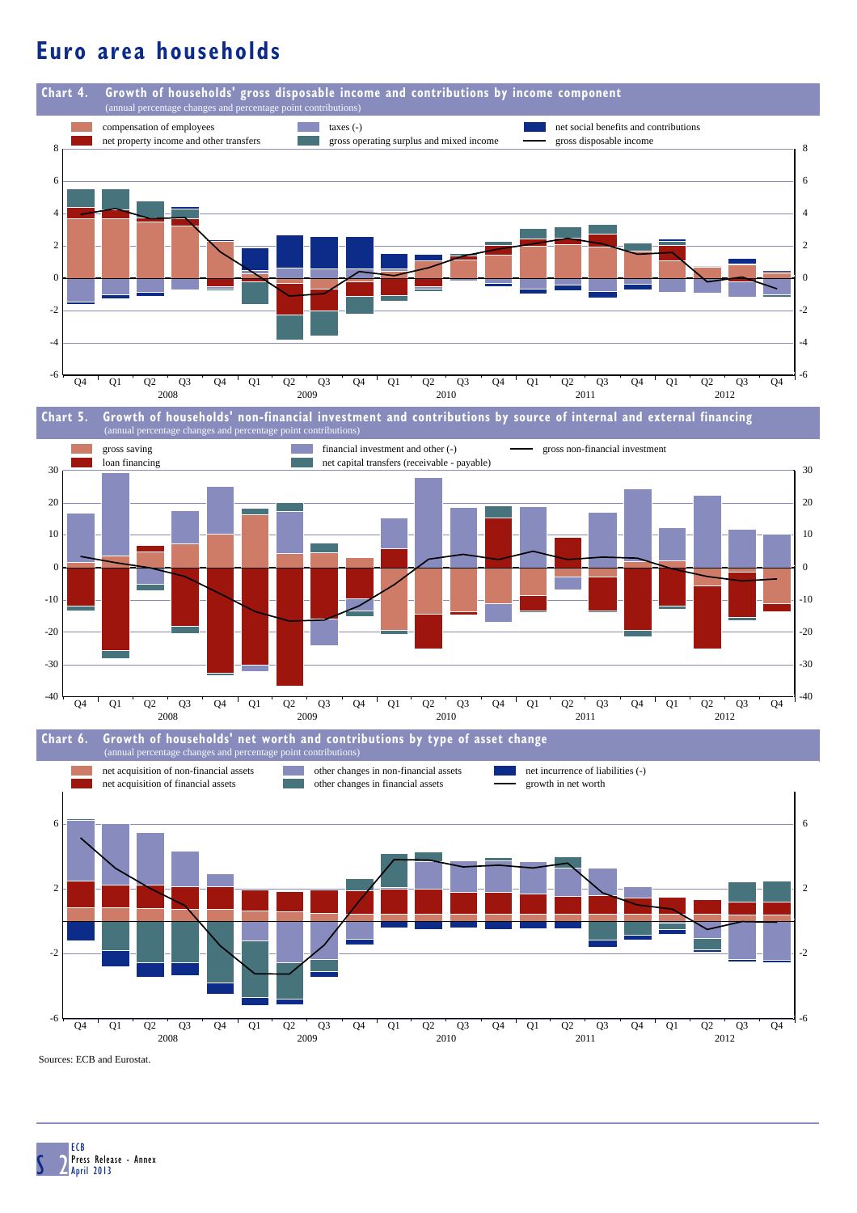# Euro area households

**Chart 4. Growth of households' gross disposable income and contributions by income component**
(annual percentage changes and percentage point contributions)

Legend: compensation of employees; net property income and other transfers; taxes (-); gross operating surplus and mixed income; net social benefits and contributions; gross disposable income

**Chart 5. Growth of households' non-financial investment and contributions by source of internal and external financing**
(annual percentage changes and percentage point contributions)

Legend: gross saving; loan financing; financial investment and other (-); net capital transfers (receivable - payable); gross non-financial investment

**Chart 6. Growth of households' net worth and contributions by type of asset change**
(annual percentage changes and percentage point contributions)

Legend: net acquisition of non-financial assets; net acquisition of financial assets; other changes in non-financial assets; other changes in financial assets; net incurrence of liabilities (-); growth in net worth

Sources: ECB and Eurostat.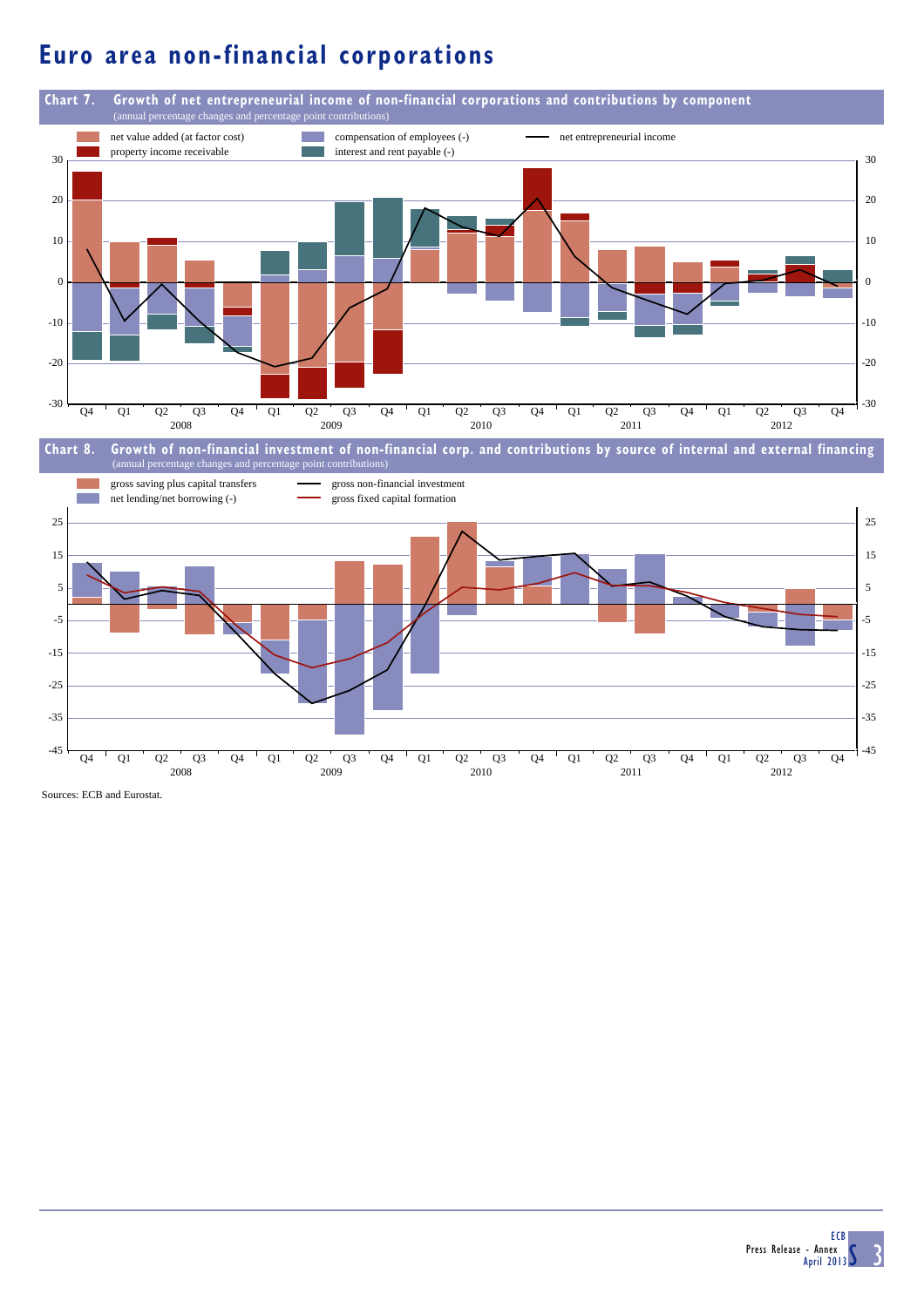# Euro area non-financial corporations

**Chart 7. Growth of net entrepreneurial income of non-financial corporations and contributions by component**
(annual percentage changes and percentage point contributions)

- net value added (at factor cost)
- property income receivable
- compensation of employees (-)
- interest and rent payable (-)
- net entrepreneurial income

**Chart 8. Growth of non-financial investment of non-financial corp. and contributions by source of internal and external financing**
(annual percentage changes and percentage point contributions)

- gross saving plus capital transfers
- net lending/net borrowing (-)
- gross non-financial investment
- gross fixed capital formation

Sources: ECB and Eurostat.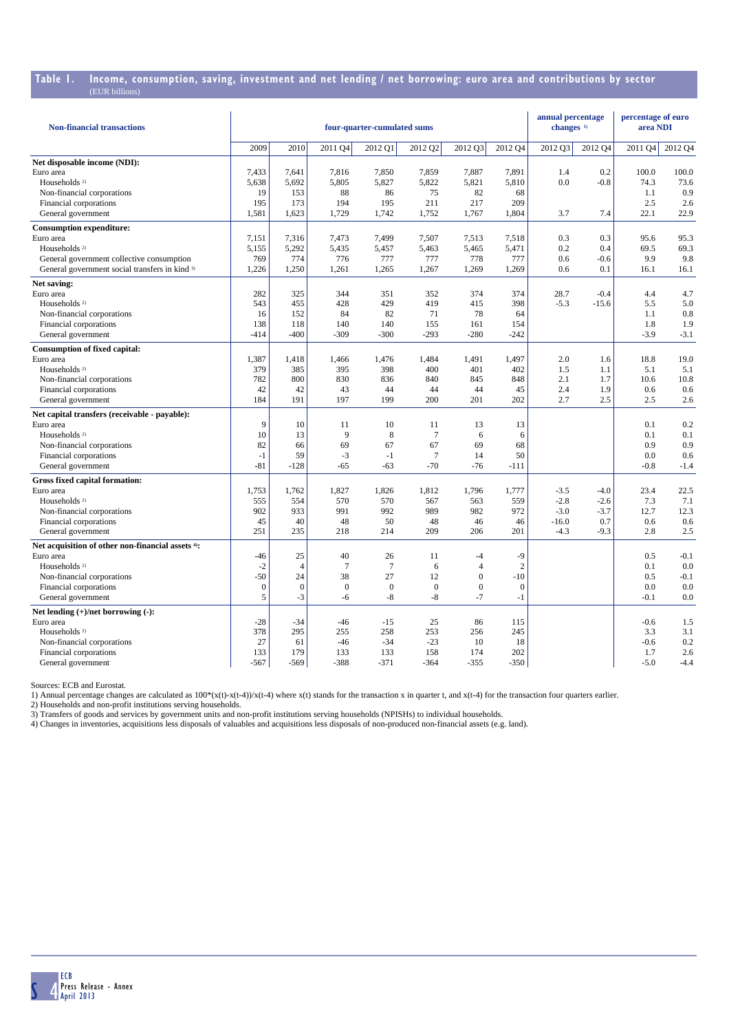## Table 1. Income, consumption, saving, investment and net lending / net borrowing: euro area and contributions by sector

(EUR billions)

| Non-financial transactions | four-quarter-cumulated sums | | | | | | | annual percentage changes [1] | | percentage of euro area NDI | |
|---|---|---|---|---|---|---|---|---|---|---|---|
| | 2009 | 2010 | 2011 Q4 | 2012 Q1 | 2012 Q2 | 2012 Q3 | 2012 Q4 | 2012 Q3 | 2012 Q4 | 2011 Q4 | 2012 Q4 |
| **Net disposable income (NDI):** | | | | | | | | | | | |
| Euro area | 7,433 | 7,641 | 7,816 | 7,850 | 7,859 | 7,887 | 7,891 | 1.4 | 0.2 | 100.0 | 100.0 |
| Households [2] | 5,638 | 5,692 | 5,805 | 5,827 | 5,822 | 5,821 | 5,810 | 0.0 | -0.8 | 74.3 | 73.6 |
| Non-financial corporations | 19 | 153 | 88 | 86 | 75 | 82 | 68 | | | 1.1 | 0.9 |
| Financial corporations | 195 | 173 | 194 | 195 | 211 | 217 | 209 | | | 2.5 | 2.6 |
| General government | 1,581 | 1,623 | 1,729 | 1,742 | 1,752 | 1,767 | 1,804 | 3.7 | 7.4 | 22.1 | 22.9 |
| **Consumption expenditure:** | | | | | | | | | | | |
| Euro area | 7,151 | 7,316 | 7,473 | 7,499 | 7,507 | 7,513 | 7,518 | 0.3 | 0.3 | 95.6 | 95.3 |
| Households [2] | 5,155 | 5,292 | 5,435 | 5,457 | 5,463 | 5,465 | 5,471 | 0.2 | 0.4 | 69.5 | 69.3 |
| General government collective consumption | 769 | 774 | 776 | 777 | 777 | 778 | 777 | 0.6 | -0.6 | 9.9 | 9.8 |
| General government social transfers in kind [3] | 1,226 | 1,250 | 1,261 | 1,265 | 1,267 | 1,269 | 1,269 | 0.6 | 0.1 | 16.1 | 16.1 |
| **Net saving:** | | | | | | | | | | | |
| Euro area | 282 | 325 | 344 | 351 | 352 | 374 | 374 | 28.7 | -0.4 | 4.4 | 4.7 |
| Households [2] | 543 | 455 | 428 | 429 | 419 | 415 | 398 | -5.3 | -15.6 | 5.5 | 5.0 |
| Non-financial corporations | 16 | 152 | 84 | 82 | 71 | 78 | 64 | | | 1.1 | 0.8 |
| Financial corporations | 138 | 118 | 140 | 140 | 155 | 161 | 154 | | | 1.8 | 1.9 |
| General government | -414 | -400 | -309 | -300 | -293 | -280 | -242 | | | -3.9 | -3.1 |
| **Consumption of fixed capital:** | | | | | | | | | | | |
| Euro area | 1,387 | 1,418 | 1,466 | 1,476 | 1,484 | 1,491 | 1,497 | 2.0 | 1.6 | 18.8 | 19.0 |
| Households [2] | 379 | 385 | 395 | 398 | 400 | 401 | 402 | 1.5 | 1.1 | 5.1 | 5.1 |
| Non-financial corporations | 782 | 800 | 830 | 836 | 840 | 845 | 848 | 2.1 | 1.7 | 10.6 | 10.8 |
| Financial corporations | 42 | 42 | 43 | 44 | 44 | 44 | 45 | 2.4 | 1.9 | 0.6 | 0.6 |
| General government | 184 | 191 | 197 | 199 | 200 | 201 | 202 | 2.7 | 2.5 | 2.5 | 2.6 |
| **Net capital transfers (receivable - payable):** | | | | | | | | | | | |
| Euro area | 9 | 10 | 11 | 10 | 11 | 13 | 13 | | | 0.1 | 0.2 |
| Households [2] | 10 | 13 | 9 | 8 | 7 | 6 | 6 | | | 0.1 | 0.1 |
| Non-financial corporations | 82 | 66 | 69 | 67 | 67 | 69 | 68 | | | 0.9 | 0.9 |
| Financial corporations | -1 | 59 | -3 | -1 | 7 | 14 | 50 | | | 0.0 | 0.6 |
| General government | -81 | -128 | -65 | -63 | -70 | -76 | -111 | | | -0.8 | -1.4 |
| **Gross fixed capital formation:** | | | | | | | | | | | |
| Euro area | 1,753 | 1,762 | 1,827 | 1,826 | 1,812 | 1,796 | 1,777 | -3.5 | -4.0 | 23.4 | 22.5 |
| Households [2] | 555 | 554 | 570 | 570 | 567 | 563 | 559 | -2.8 | -2.6 | 7.3 | 7.1 |
| Non-financial corporations | 902 | 933 | 991 | 992 | 989 | 982 | 972 | -3.0 | -3.7 | 12.7 | 12.3 |
| Financial corporations | 45 | 40 | 48 | 50 | 48 | 46 | 46 | -16.0 | 0.7 | 0.6 | 0.6 |
| General government | 251 | 235 | 218 | 214 | 209 | 206 | 201 | -4.3 | -9.3 | 2.8 | 2.5 |
| **Net acquisition of other non-financial assets [4]:** | | | | | | | | | | | |
| Euro area | -46 | 25 | 40 | 26 | 11 | -4 | -9 | | | 0.5 | -0.1 |
| Households [2] | -2 | 4 | 7 | 7 | 6 | 4 | 2 | | | 0.1 | 0.0 |
| Non-financial corporations | -50 | 24 | 38 | 27 | 12 | 0 | -10 | | | 0.5 | -0.1 |
| Financial corporations | 0 | 0 | 0 | 0 | 0 | 0 | 0 | | | 0.0 | 0.0 |
| General government | 5 | -3 | -6 | -8 | -8 | -7 | -1 | | | -0.1 | 0.0 |
| **Net lending (+)/net borrowing (-):** | | | | | | | | | | | |
| Euro area | -28 | -34 | -46 | -15 | 25 | 86 | 115 | | | -0.6 | 1.5 |
| Households [2] | 378 | 295 | 255 | 258 | 253 | 256 | 245 | | | 3.3 | 3.1 |
| Non-financial corporations | 27 | 61 | -46 | -34 | -23 | 10 | 18 | | | -0.6 | 0.2 |
| Financial corporations | 133 | 179 | 133 | 133 | 158 | 174 | 202 | | | 1.7 | 2.6 |
| General government | -567 | -569 | -388 | -371 | -364 | -355 | -350 | | | -5.0 | -4.4 |

Sources: ECB and Eurostat.

1) Annual percentage changes are calculated as 100*(x(t)-x(t-4))/x(t-4) where x(t) stands for the transaction x in quarter t, and x(t-4) for the transaction four quarters earlier.

2) Households and non-profit institutions serving households.

3) Transfers of goods and services by government units and non-profit institutions serving households (NPISHs) to individual households.

4) Changes in inventories, acquisitions less disposals of valuables and acquisitions less disposals of non-produced non-financial assets (e.g. land).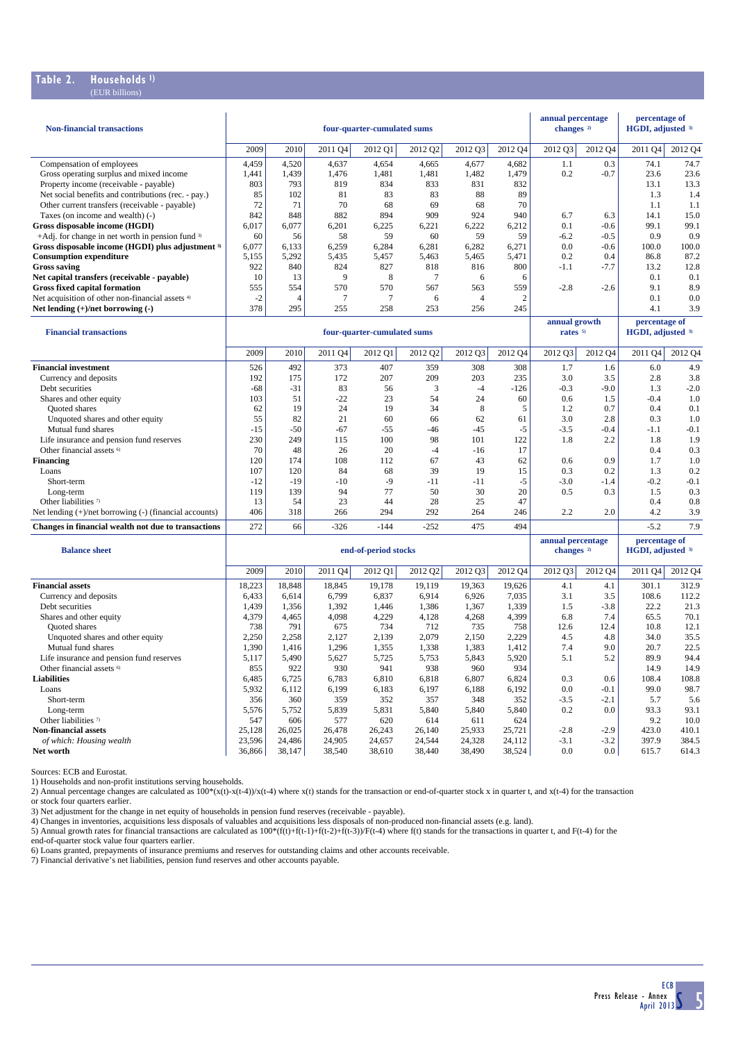## Table 2. Households [1)]
(EUR billions)

| Non-financial transactions | four-quarter-cumulated sums | | | | | | | annual percentage changes [2)] | | percentage of HGDI, adjusted [3)] | |
|---|---|---|---|---|---|---|---|---|---|---|---|
| | 2009 | 2010 | 2011 Q4 | 2012 Q1 | 2012 Q2 | 2012 Q3 | 2012 Q4 | 2012 Q3 | 2012 Q4 | 2011 Q4 | 2012 Q4 |
| Compensation of employees | 4,459 | 4,520 | 4,637 | 4,654 | 4,665 | 4,677 | 4,682 | 1.1 | 0.3 | 74.1 | 74.7 |
| Gross operating surplus and mixed income | 1,441 | 1,439 | 1,476 | 1,481 | 1,481 | 1,482 | 1,479 | 0.2 | -0.7 | 23.6 | 23.6 |
| Property income (receivable - payable) | 803 | 793 | 819 | 834 | 833 | 831 | 832 | | | 13.1 | 13.3 |
| Net social benefits and contributions (rec. - pay.) | 85 | 102 | 81 | 83 | 83 | 88 | 89 | | | 1.3 | 1.4 |
| Other current transfers (receivable - payable) | 72 | 71 | 70 | 68 | 69 | 68 | 70 | | | 1.1 | 1.1 |
| Taxes (on income and wealth) (-) | 842 | 848 | 882 | 894 | 909 | 924 | 940 | 6.7 | 6.3 | 14.1 | 15.0 |
| **Gross disposable income (HGDI)** | 6,017 | 6,077 | 6,201 | 6,225 | 6,221 | 6,222 | 6,212 | 0.1 | -0.6 | 99.1 | 99.1 |
| +Adj. for change in net worth in pension fund [3)] | 60 | 56 | 58 | 59 | 60 | 59 | 59 | -6.2 | -0.5 | 0.9 | 0.9 |
| **Gross disposable income (HGDI) plus adjustment [3)]** | 6,077 | 6,133 | 6,259 | 6,284 | 6,281 | 6,282 | 6,271 | 0.0 | -0.6 | 100.0 | 100.0 |
| **Consumption expenditure** | 5,155 | 5,292 | 5,435 | 5,457 | 5,463 | 5,465 | 5,471 | 0.2 | 0.4 | 86.8 | 87.2 |
| **Gross saving** | 922 | 840 | 824 | 827 | 818 | 816 | 800 | -1.1 | -7.7 | 13.2 | 12.8 |
| **Net capital transfers (receivable - payable)** | 10 | 13 | 9 | 8 | 7 | 6 | 6 | | | 0.1 | 0.1 |
| **Gross fixed capital formation** | 555 | 554 | 570 | 570 | 567 | 563 | 559 | -2.8 | -2.6 | 9.1 | 8.9 |
| Net acquisition of other non-financial assets [4)] | -2 | 4 | 7 | 7 | 6 | 4 | 2 | | | 0.1 | 0.0 |
| **Net lending (+)/net borrowing (-)** | 378 | 295 | 255 | 258 | 253 | 256 | 245 | | | 4.1 | 3.9 |

| Financial transactions | four-quarter-cumulated sums | | | | | | | annual growth rates [5)] | | percentage of HGDI, adjusted [3)] | |
|---|---|---|---|---|---|---|---|---|---|---|---|
| | 2009 | 2010 | 2011 Q4 | 2012 Q1 | 2012 Q2 | 2012 Q3 | 2012 Q4 | 2012 Q3 | 2012 Q4 | 2011 Q4 | 2012 Q4 |
| **Financial investment** | 526 | 492 | 373 | 407 | 359 | 308 | 308 | 1.7 | 1.6 | 6.0 | 4.9 |
| Currency and deposits | 192 | 175 | 172 | 207 | 209 | 203 | 235 | 3.0 | 3.5 | 2.8 | 3.8 |
| Debt securities | -68 | -31 | 83 | 56 | 3 | -4 | -126 | -0.3 | -9.0 | 1.3 | -2.0 |
| Shares and other equity | 103 | 51 | -22 | 23 | 54 | 24 | 60 | 0.6 | 1.5 | -0.4 | 1.0 |
| Quoted shares | 62 | 19 | 24 | 19 | 34 | 8 | 5 | 1.2 | 0.7 | 0.4 | 0.1 |
| Unquoted shares and other equity | 55 | 82 | 21 | 60 | 66 | 62 | 61 | 3.0 | 2.8 | 0.3 | 1.0 |
| Mutual fund shares | -15 | -50 | -67 | -55 | -46 | -45 | -5 | -3.5 | -0.4 | -1.1 | -0.1 |
| Life insurance and pension fund reserves | 230 | 249 | 115 | 100 | 98 | 101 | 122 | 1.8 | 2.2 | 1.8 | 1.9 |
| Other financial assets [6)] | 70 | 48 | 26 | 20 | -4 | -16 | 17 | | | 0.4 | 0.3 |
| **Financing** | 120 | 174 | 108 | 112 | 67 | 43 | 62 | 0.6 | 0.9 | 1.7 | 1.0 |
| Loans | 107 | 120 | 84 | 68 | 39 | 19 | 15 | 0.3 | 0.2 | 1.3 | 0.2 |
| Short-term | -12 | -19 | -10 | -9 | -11 | -11 | -5 | -3.0 | -1.4 | -0.2 | -0.1 |
| Long-term | 119 | 139 | 94 | 77 | 50 | 30 | 20 | 0.5 | 0.3 | 1.5 | 0.3 |
| Other liabilities [7)] | 13 | 54 | 23 | 44 | 28 | 25 | 47 | | | 0.4 | 0.8 |
| Net lending (+)/net borrowing (-) (financial accounts) | 406 | 318 | 266 | 294 | 292 | 264 | 246 | 2.2 | 2.0 | 4.2 | 3.9 |
| **Changes in financial wealth not due to transactions** | 272 | 66 | -326 | -144 | -252 | 475 | 494 | | | -5.2 | 7.9 |

| Balance sheet | end-of-period stocks | | | | | | | annual percentage changes [2)] | | percentage of HGDI, adjusted [3)] | |
|---|---|---|---|---|---|---|---|---|---|---|---|
| | 2009 | 2010 | 2011 Q4 | 2012 Q1 | 2012 Q2 | 2012 Q3 | 2012 Q4 | 2012 Q3 | 2012 Q4 | 2011 Q4 | 2012 Q4 |
| **Financial assets** | 18,223 | 18,848 | 18,845 | 19,178 | 19,119 | 19,363 | 19,626 | 4.1 | 4.1 | 301.1 | 312.9 |
| Currency and deposits | 6,433 | 6,614 | 6,799 | 6,837 | 6,914 | 6,926 | 7,035 | 3.1 | 3.5 | 108.6 | 112.2 |
| Debt securities | 1,439 | 1,356 | 1,392 | 1,446 | 1,386 | 1,367 | 1,339 | 1.5 | -3.8 | 22.2 | 21.3 |
| Shares and other equity | 4,379 | 4,465 | 4,098 | 4,229 | 4,128 | 4,268 | 4,399 | 6.8 | 7.4 | 65.5 | 70.1 |
| Quoted shares | 738 | 791 | 675 | 734 | 712 | 735 | 758 | 12.6 | 12.4 | 10.8 | 12.1 |
| Unquoted shares and other equity | 2,250 | 2,258 | 2,127 | 2,139 | 2,079 | 2,150 | 2,229 | 4.5 | 4.8 | 34.0 | 35.5 |
| Mutual fund shares | 1,390 | 1,416 | 1,296 | 1,355 | 1,338 | 1,383 | 1,412 | 7.4 | 9.0 | 20.7 | 22.5 |
| Life insurance and pension fund reserves | 5,117 | 5,490 | 5,627 | 5,725 | 5,753 | 5,843 | 5,920 | 5.1 | 5.2 | 89.9 | 94.4 |
| Other financial assets [6)] | 855 | 922 | 930 | 941 | 938 | 960 | 934 | | | 14.9 | 14.9 |
| **Liabilities** | 6,485 | 6,725 | 6,783 | 6,810 | 6,818 | 6,807 | 6,824 | 0.3 | 0.6 | 108.4 | 108.8 |
| Loans | 5,932 | 6,112 | 6,199 | 6,183 | 6,197 | 6,188 | 6,192 | 0.0 | -0.1 | 99.0 | 98.7 |
| Short-term | 356 | 360 | 359 | 352 | 357 | 348 | 352 | -3.5 | -2.1 | 5.7 | 5.6 |
| Long-term | 5,576 | 5,752 | 5,839 | 5,831 | 5,840 | 5,840 | 5,840 | 0.2 | 0.0 | 93.3 | 93.1 |
| Other liabilities [7)] | 547 | 606 | 577 | 620 | 614 | 611 | 624 | | | 9.2 | 10.0 |
| **Non-financial assets** | 25,128 | 26,025 | 26,478 | 26,243 | 26,140 | 25,933 | 25,721 | -2.8 | -2.9 | 423.0 | 410.1 |
| *of which: Housing wealth* | 23,596 | 24,486 | 24,905 | 24,657 | 24,544 | 24,328 | 24,112 | -3.1 | -3.2 | 397.9 | 384.5 |
| **Net worth** | 36,866 | 38,147 | 38,540 | 38,610 | 38,440 | 38,490 | 38,524 | 0.0 | 0.0 | 615.7 | 614.3 |

Sources: ECB and Eurostat.

1) Households and non-profit institutions serving households.

2) Annual percentage changes are calculated as $100*(x(t)-x(t-4))/x(t-4)$ where $x(t)$ stands for the transaction or end-of-quarter stock x in quarter t, and $x(t-4)$ for the transaction or stock four quarters earlier.

3) Net adjustment for the change in net equity of households in pension fund reserves (receivable - payable).

4) Changes in inventories, acquisitions less disposals of valuables and acquisitions less disposals of non-produced non-financial assets (e.g. land).

5) Annual growth rates for financial transactions are calculated as $100*(f(t)+f(t-1)+f(t-2)+f(t-3))/F(t-4)$ where $f(t)$ stands for the transactions in quarter t, and $F(t-4)$ for the end-of-quarter stock value four quarters earlier.

6) Loans granted, prepayments of insurance premiums and reserves for outstanding claims and other accounts receivable.

7) Financial derivative's net liabilities, pension fund reserves and other accounts payable.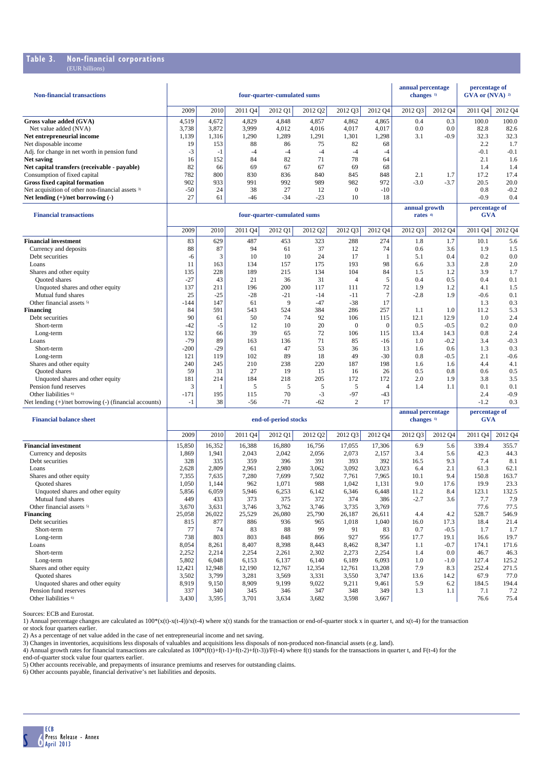## Table 3. Non-financial corporations
(EUR billions)

| Non-financial transactions | four-quarter-cumulated sums | | | | | | | annual percentage changes [1] | | percentage of GVA or (NVA) [2] | |
|---|---|---|---|---|---|---|---|---|---|---|---|
| | 2009 | 2010 | 2011 Q4 | 2012 Q1 | 2012 Q2 | 2012 Q3 | 2012 Q4 | 2012 Q3 | 2012 Q4 | 2011 Q4 | 2012 Q4 |
| **Gross value added (GVA)** | 4,519 | 4,672 | 4,829 | 4,848 | 4,857 | 4,862 | 4,865 | 0.4 | 0.3 | 100.0 | 100.0 |
| Net value added (NVA) | 3,738 | 3,872 | 3,999 | 4,012 | 4,016 | 4,017 | 4,017 | 0.0 | 0.0 | 82.8 | 82.6 |
| **Net entrepreneurial income** | 1,139 | 1,316 | 1,290 | 1,289 | 1,291 | 1,301 | 1,298 | 3.1 | -0.9 | 32.3 | 32.3 |
| Net disposable income | 19 | 153 | 88 | 86 | 75 | 82 | 68 | | | 2.2 | 1.7 |
| Adj. for change in net worth in pension fund | -3 | -1 | -4 | -4 | -4 | -4 | -4 | | | -0.1 | -0.1 |
| **Net saving** | 16 | 152 | 84 | 82 | 71 | 78 | 64 | | | 2.1 | 1.6 |
| **Net capital transfers (receivable - payable)** | 82 | 66 | 69 | 67 | 67 | 69 | 68 | | | 1.4 | 1.4 |
| Consumption of fixed capital | 782 | 800 | 830 | 836 | 840 | 845 | 848 | 2.1 | 1.7 | 17.2 | 17.4 |
| **Gross fixed capital formation** | 902 | 933 | 991 | 992 | 989 | 982 | 972 | -3.0 | -3.7 | 20.5 | 20.0 |
| Net acquisition of other non-financial assets [3] | -50 | 24 | 38 | 27 | 12 | 0 | -10 | | | 0.8 | -0.2 |
| **Net lending (+)/net borrowing (-)** | 27 | 61 | -46 | -34 | -23 | 10 | 18 | | | -0.9 | 0.4 |

| Financial transactions | four-quarter-cumulated sums | | | | | | | annual growth rates [4] | | percentage of GVA | |
|---|---|---|---|---|---|---|---|---|---|---|---|
| | 2009 | 2010 | 2011 Q4 | 2012 Q1 | 2012 Q2 | 2012 Q3 | 2012 Q4 | 2012 Q3 | 2012 Q4 | 2011 Q4 | 2012 Q4 |
| **Financial investment** | 83 | 629 | 487 | 453 | 323 | 288 | 274 | 1.8 | 1.7 | 10.1 | 5.6 |
| Currency and deposits | 88 | 87 | 94 | 61 | 37 | 12 | 74 | 0.6 | 3.6 | 1.9 | 1.5 |
| Debt securities | -6 | 3 | 10 | 10 | 24 | 17 | 1 | 5.1 | 0.4 | 0.2 | 0.0 |
| Loans | 11 | 163 | 134 | 157 | 175 | 193 | 98 | 6.6 | 3.3 | 2.8 | 2.0 |
| Shares and other equity | 135 | 228 | 189 | 215 | 134 | 104 | 84 | 1.5 | 1.2 | 3.9 | 1.7 |
| Quoted shares | -27 | 43 | 21 | 36 | 31 | 4 | 5 | 0.4 | 0.5 | 0.4 | 0.1 |
| Unquoted shares and other equity | 137 | 211 | 196 | 200 | 117 | 111 | 72 | 1.9 | 1.2 | 4.1 | 1.5 |
| Mutual fund shares | 25 | -25 | -28 | -21 | -14 | -11 | 7 | -2.8 | 1.9 | -0.6 | 0.1 |
| Other financial assets [5] | -144 | 147 | 61 | 9 | -47 | -38 | 17 | | | 1.3 | 0.3 |
| **Financing** | 84 | 591 | 543 | 524 | 384 | 286 | 257 | 1.1 | 1.0 | 11.2 | 5.3 |
| Debt securities | 90 | 61 | 50 | 74 | 92 | 106 | 115 | 12.1 | 12.9 | 1.0 | 2.4 |
| Short-term | -42 | -5 | 12 | 10 | 20 | 0 | 0 | 0.5 | -0.5 | 0.2 | 0.0 |
| Long-term | 132 | 66 | 39 | 65 | 72 | 106 | 115 | 13.4 | 14.3 | 0.8 | 2.4 |
| Loans | -79 | 89 | 163 | 136 | 71 | 85 | -16 | 1.0 | -0.2 | 3.4 | -0.3 |
| Short-term | -200 | -29 | 61 | 47 | 53 | 36 | 13 | 1.6 | 0.6 | 1.3 | 0.3 |
| Long-term | 121 | 119 | 102 | 89 | 18 | 49 | -30 | 0.8 | -0.5 | 2.1 | -0.6 |
| Shares and other equity | 240 | 245 | 210 | 238 | 220 | 187 | 198 | 1.6 | 1.6 | 4.4 | 4.1 |
| Quoted shares | 59 | 31 | 27 | 19 | 15 | 16 | 26 | 0.5 | 0.8 | 0.6 | 0.5 |
| Unquoted shares and other equity | 181 | 214 | 184 | 218 | 205 | 172 | 172 | 2.0 | 1.9 | 3.8 | 3.5 |
| Pension fund reserves | 3 | 1 | 5 | 5 | 5 | 5 | 4 | 1.4 | 1.1 | 0.1 | 0.1 |
| Other liabilities [6] | -171 | 195 | 115 | 70 | -3 | -97 | -43 | | | 2.4 | -0.9 |
| Net lending (+)/net borrowing (-) (financial accounts) | -1 | 38 | -56 | -71 | -62 | 2 | 17 | | | -1.2 | 0.3 |

| Financial balance sheet | end-of-period stocks | | | | | | | annual percentage changes [1] | | percentage of GVA | |
|---|---|---|---|---|---|---|---|---|---|---|---|
| | 2009 | 2010 | 2011 Q4 | 2012 Q1 | 2012 Q2 | 2012 Q3 | 2012 Q4 | 2012 Q3 | 2012 Q4 | 2011 Q4 | 2012 Q4 |
| **Financial investment** | 15,850 | 16,352 | 16,388 | 16,880 | 16,756 | 17,055 | 17,306 | 6.9 | 5.6 | 339.4 | 355.7 |
| Currency and deposits | 1,869 | 1,941 | 2,043 | 2,042 | 2,056 | 2,073 | 2,157 | 3.4 | 5.6 | 42.3 | 44.3 |
| Debt securities | 328 | 335 | 359 | 396 | 391 | 393 | 392 | 16.5 | 9.3 | 7.4 | 8.1 |
| Loans | 2,628 | 2,809 | 2,961 | 2,980 | 3,062 | 3,092 | 3,023 | 6.4 | 2.1 | 61.3 | 62.1 |
| Shares and other equity | 7,355 | 7,635 | 7,280 | 7,699 | 7,502 | 7,761 | 7,965 | 10.1 | 9.4 | 150.8 | 163.7 |
| Quoted shares | 1,050 | 1,144 | 962 | 1,071 | 988 | 1,042 | 1,131 | 9.0 | 17.6 | 19.9 | 23.3 |
| Unquoted shares and other equity | 5,856 | 6,059 | 5,946 | 6,253 | 6,142 | 6,346 | 6,448 | 11.2 | 8.4 | 123.1 | 132.5 |
| Mutual fund shares | 449 | 433 | 373 | 375 | 372 | 374 | 386 | -2.7 | 3.6 | 7.7 | 7.9 |
| Other financial assets [5] | 3,670 | 3,631 | 3,746 | 3,762 | 3,746 | 3,735 | 3,769 | | | 77.6 | 77.5 |
| **Financing** | 25,058 | 26,022 | 25,529 | 26,080 | 25,790 | 26,187 | 26,611 | 4.4 | 4.2 | 528.7 | 546.9 |
| Debt securities | 815 | 877 | 886 | 936 | 965 | 1,018 | 1,040 | 16.0 | 17.3 | 18.4 | 21.4 |
| Short-term | 77 | 74 | 83 | 88 | 99 | 91 | 83 | 0.7 | -0.5 | 1.7 | 1.7 |
| Long-term | 738 | 803 | 803 | 848 | 866 | 927 | 956 | 17.7 | 19.1 | 16.6 | 19.7 |
| Loans | 8,054 | 8,261 | 8,407 | 8,398 | 8,443 | 8,462 | 8,347 | 1.1 | -0.7 | 174.1 | 171.6 |
| Short-term | 2,252 | 2,214 | 2,254 | 2,261 | 2,302 | 2,273 | 2,254 | 1.4 | 0.0 | 46.7 | 46.3 |
| Long-term | 5,802 | 6,048 | 6,153 | 6,137 | 6,140 | 6,189 | 6,093 | 1.0 | -1.0 | 127.4 | 125.2 |
| Shares and other equity | 12,421 | 12,948 | 12,190 | 12,767 | 12,354 | 12,761 | 13,208 | 7.9 | 8.3 | 252.4 | 271.5 |
| Quoted shares | 3,502 | 3,799 | 3,281 | 3,569 | 3,331 | 3,550 | 3,747 | 13.6 | 14.2 | 67.9 | 77.0 |
| Unquoted shares and other equity | 8,919 | 9,150 | 8,909 | 9,199 | 9,022 | 9,211 | 9,461 | 5.9 | 6.2 | 184.5 | 194.4 |
| Pension fund reserves | 337 | 340 | 345 | 346 | 347 | 348 | 349 | 1.3 | 1.1 | 7.1 | 7.2 |
| Other liabilities [6] | 3,430 | 3,595 | 3,701 | 3,634 | 3,682 | 3,598 | 3,667 | | | 76.6 | 75.4 |

Sources: ECB and Eurostat.

1) Annual percentage changes are calculated as 100\*(x(t)-x(t-4))/x(t-4) where x(t) stands for the transaction or end-of-quarter stock x in quarter t, and x(t-4) for the transaction or stock four quarters earlier.

2) As a percentage of net value added in the case of net entrepreneurial income and net saving.

3) Changes in inventories, acquisitions less disposals of valuables and acquisitions less disposals of non-produced non-financial assets (e.g. land).

4) Annual growth rates for financial transactions are calculated as 100\*(f(t)+f(t-1)+f(t-2)+f(t-3))/F(t-4) where f(t) stands for the transactions in quarter t, and F(t-4) for the end-of-quarter stock value four quarters earlier.

5) Other accounts receivable, and prepayments of insurance premiums and reserves for outstanding claims.

6) Other accounts payable, financial derivative's net liabilities and deposits.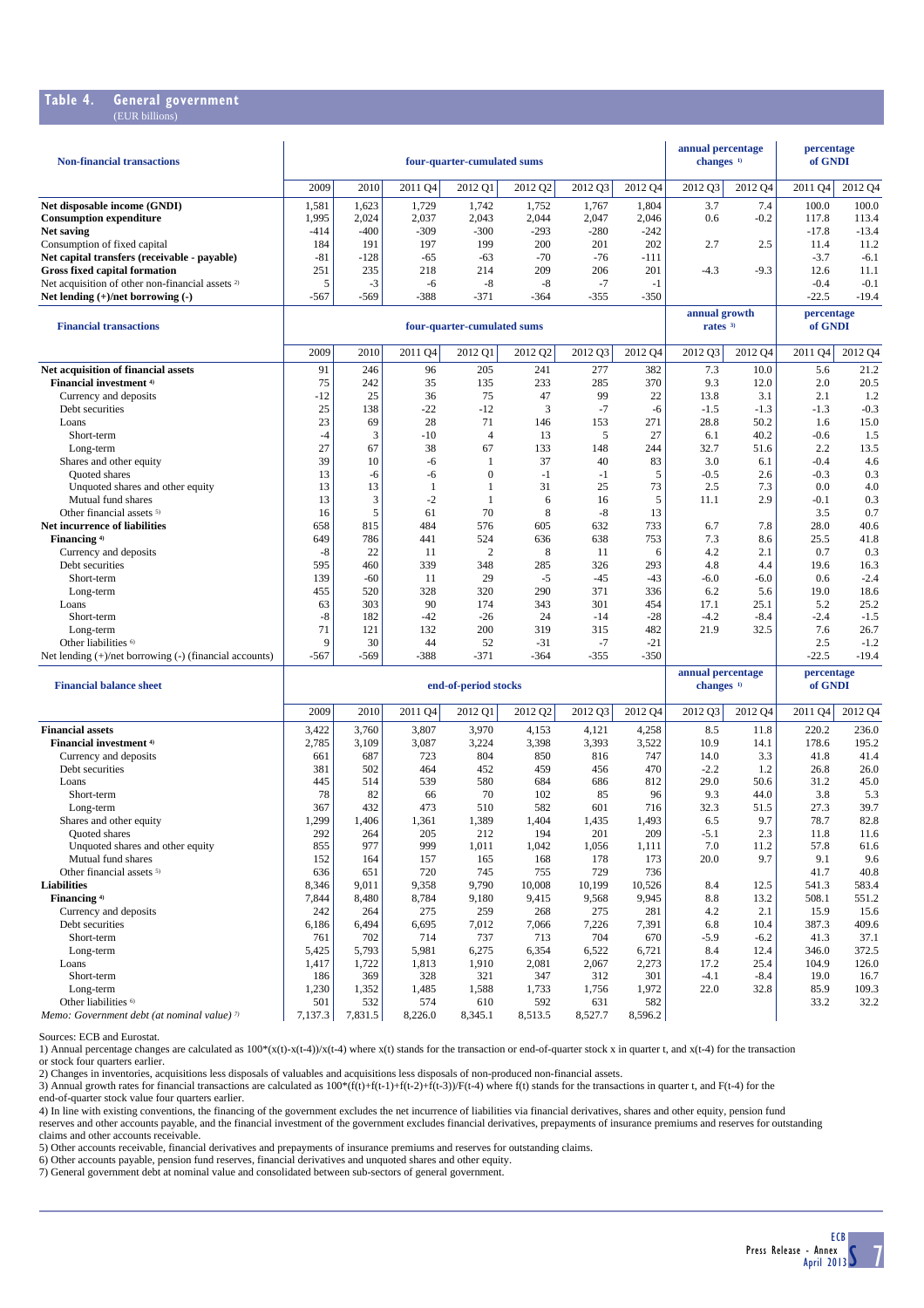## Table 4. General government

(EUR billions)

| Non-financial transactions | four-quarter-cumulated sums | | | | | | | annual percentage changes [1] | | percentage of GNDI | |
|---|---|---|---|---|---|---|---|---|---|---|---|
| | 2009 | 2010 | 2011 Q4 | 2012 Q1 | 2012 Q2 | 2012 Q3 | 2012 Q4 | 2012 Q3 | 2012 Q4 | 2011 Q4 | 2012 Q4 |
| **Net disposable income (GNDI)** | 1,581 | 1,623 | 1,729 | 1,742 | 1,752 | 1,767 | 1,804 | 3.7 | 7.4 | 100.0 | 100.0 |
| **Consumption expenditure** | 1,995 | 2,024 | 2,037 | 2,043 | 2,044 | 2,047 | 2,046 | 0.6 | -0.2 | 117.8 | 113.4 |
| **Net saving** | -414 | -400 | -309 | -300 | -293 | -280 | -242 | | | -17.8 | -13.4 |
| Consumption of fixed capital | 184 | 191 | 197 | 199 | 200 | 201 | 202 | 2.7 | 2.5 | 11.4 | 11.2 |
| **Net capital transfers (receivable - payable)** | -81 | -128 | -65 | -63 | -70 | -76 | -111 | | | -3.7 | -6.1 |
| **Gross fixed capital formation** | 251 | 235 | 218 | 214 | 209 | 206 | 201 | -4.3 | -9.3 | 12.6 | 11.1 |
| Net acquisition of other non-financial assets [2] | 5 | -3 | -6 | -8 | -8 | -7 | -1 | | | -0.4 | -0.1 |
| **Net lending (+)/net borrowing (-)** | -567 | -569 | -388 | -371 | -364 | -355 | -350 | | | -22.5 | -19.4 |

| Financial transactions | four-quarter-cumulated sums | | | | | | | annual growth rates [3] | | percentage of GNDI | |
|---|---|---|---|---|---|---|---|---|---|---|---|
| | 2009 | 2010 | 2011 Q4 | 2012 Q1 | 2012 Q2 | 2012 Q3 | 2012 Q4 | 2012 Q3 | 2012 Q4 | 2011 Q4 | 2012 Q4 |
| **Net acquisition of financial assets** | 91 | 246 | 96 | 205 | 241 | 277 | 382 | 7.3 | 10.0 | 5.6 | 21.2 |
| **Financial investment [4]** | 75 | 242 | 35 | 135 | 233 | 285 | 370 | 9.3 | 12.0 | 2.0 | 20.5 |
| Currency and deposits | -12 | 25 | 36 | 75 | 47 | 99 | 22 | 13.8 | 3.1 | 2.1 | 1.2 |
| Debt securities | 25 | 138 | -22 | -12 | 3 | -7 | -6 | -1.5 | -1.3 | -1.3 | -0.3 |
| Loans | 23 | 69 | 28 | 71 | 146 | 153 | 271 | 28.8 | 50.2 | 1.6 | 15.0 |
| Short-term | -4 | 3 | -10 | 4 | 13 | 5 | 27 | 6.1 | 40.2 | -0.6 | 1.5 |
| Long-term | 27 | 67 | 38 | 67 | 133 | 148 | 244 | 32.7 | 51.6 | 2.2 | 13.5 |
| Shares and other equity | 39 | 10 | -6 | 1 | 37 | 40 | 83 | 3.0 | 6.1 | -0.4 | 4.6 |
| Quoted shares | 13 | -6 | -6 | 0 | -1 | -1 | 5 | -0.5 | 2.6 | -0.3 | 0.3 |
| Unquoted shares and other equity | 13 | 13 | 1 | 1 | 31 | 25 | 73 | 2.5 | 7.3 | 0.0 | 4.0 |
| Mutual fund shares | 13 | 3 | -2 | 1 | 6 | 16 | 5 | 11.1 | 2.9 | -0.1 | 0.3 |
| Other financial assets [5] | 16 | 5 | 61 | 70 | 8 | -8 | 13 | | | 3.5 | 0.7 |
| **Net incurrence of liabilities** | 658 | 815 | 484 | 576 | 605 | 632 | 733 | 6.7 | 7.8 | 28.0 | 40.6 |
| **Financing [4]** | 649 | 786 | 441 | 524 | 636 | 638 | 753 | 7.3 | 8.6 | 25.5 | 41.8 |
| Currency and deposits | -8 | 22 | 11 | 2 | 8 | 11 | 6 | 4.2 | 2.1 | 0.7 | 0.3 |
| Debt securities | 595 | 460 | 339 | 348 | 285 | 326 | 293 | 4.8 | 4.4 | 19.6 | 16.3 |
| Short-term | 139 | -60 | 11 | 29 | -5 | -45 | -43 | -6.0 | -6.0 | 0.6 | -2.4 |
| Long-term | 455 | 520 | 328 | 320 | 290 | 371 | 336 | 6.2 | 5.6 | 19.0 | 18.6 |
| Loans | 63 | 303 | 90 | 174 | 343 | 301 | 454 | 17.1 | 25.1 | 5.2 | 25.2 |
| Short-term | -8 | 182 | -42 | -26 | 24 | -14 | -28 | -4.2 | -8.4 | -2.4 | -1.5 |
| Long-term | 71 | 121 | 132 | 200 | 319 | 315 | 482 | 21.9 | 32.5 | 7.6 | 26.7 |
| Other liabilities [6] | 9 | 30 | 44 | 52 | -31 | -7 | -21 | | | 2.5 | -1.2 |
| Net lending (+)/net borrowing (-) (financial accounts) | -567 | -569 | -388 | -371 | -364 | -355 | -350 | | | -22.5 | -19.4 |

| Financial balance sheet | end-of-period stocks | | | | | | | annual percentage changes [1] | | percentage of GNDI | |
|---|---|---|---|---|---|---|---|---|---|---|---|
| | 2009 | 2010 | 2011 Q4 | 2012 Q1 | 2012 Q2 | 2012 Q3 | 2012 Q4 | 2012 Q3 | 2012 Q4 | 2011 Q4 | 2012 Q4 |
| **Financial assets** | 3,422 | 3,760 | 3,807 | 3,970 | 4,153 | 4,121 | 4,258 | 8.5 | 11.8 | 220.2 | 236.0 |
| **Financial investment [4]** | 2,785 | 3,109 | 3,087 | 3,224 | 3,398 | 3,393 | 3,522 | 10.9 | 14.1 | 178.6 | 195.2 |
| Currency and deposits | 661 | 687 | 723 | 804 | 850 | 816 | 747 | 14.0 | 3.3 | 41.8 | 41.4 |
| Debt securities | 381 | 502 | 464 | 452 | 459 | 456 | 470 | -2.2 | 1.2 | 26.8 | 26.0 |
| Loans | 445 | 514 | 539 | 580 | 684 | 686 | 812 | 29.0 | 50.6 | 31.2 | 45.0 |
| Short-term | 78 | 82 | 66 | 70 | 102 | 85 | 96 | 9.3 | 44.0 | 3.8 | 5.3 |
| Long-term | 367 | 432 | 473 | 510 | 582 | 601 | 716 | 32.3 | 51.5 | 27.3 | 39.7 |
| Shares and other equity | 1,299 | 1,406 | 1,361 | 1,389 | 1,404 | 1,435 | 1,493 | 6.5 | 9.7 | 78.7 | 82.8 |
| Quoted shares | 292 | 264 | 205 | 212 | 194 | 201 | 209 | -5.1 | 2.3 | 11.8 | 11.6 |
| Unquoted shares and other equity | 855 | 977 | 999 | 1,011 | 1,042 | 1,056 | 1,111 | 7.0 | 11.2 | 57.8 | 61.6 |
| Mutual fund shares | 152 | 164 | 157 | 165 | 168 | 178 | 173 | 20.0 | 9.7 | 9.1 | 9.6 |
| Other financial assets [5] | 636 | 651 | 720 | 745 | 755 | 729 | 736 | | | 41.7 | 40.8 |
| **Liabilities** | 8,346 | 9,011 | 9,358 | 9,790 | 10,008 | 10,199 | 10,526 | 8.4 | 12.5 | 541.3 | 583.4 |
| **Financing [4]** | 7,844 | 8,480 | 8,784 | 9,180 | 9,415 | 9,568 | 9,945 | 8.8 | 13.2 | 508.1 | 551.2 |
| Currency and deposits | 242 | 264 | 275 | 259 | 268 | 275 | 281 | 4.2 | 2.1 | 15.9 | 15.6 |
| Debt securities | 6,186 | 6,494 | 6,695 | 7,012 | 7,066 | 7,226 | 7,391 | 6.8 | 10.4 | 387.3 | 409.6 |
| Short-term | 761 | 702 | 714 | 737 | 713 | 704 | 670 | -5.9 | -6.2 | 41.3 | 37.1 |
| Long-term | 5,425 | 5,793 | 5,981 | 6,275 | 6,354 | 6,522 | 6,721 | 8.4 | 12.4 | 346.0 | 372.5 |
| Loans | 1,417 | 1,722 | 1,813 | 1,910 | 2,081 | 2,067 | 2,273 | 17.2 | 25.4 | 104.9 | 126.0 |
| Short-term | 186 | 369 | 328 | 321 | 347 | 312 | 301 | -4.1 | -8.4 | 19.0 | 16.7 |
| Long-term | 1,230 | 1,352 | 1,485 | 1,588 | 1,733 | 1,756 | 1,972 | 22.0 | 32.8 | 85.9 | 109.3 |
| Other liabilities [6] | 501 | 532 | 574 | 610 | 592 | 631 | 582 | | | 33.2 | 32.2 |
| *Memo: Government debt (at nominal value) [7]* | 7,137.3 | 7,831.5 | 8,226.0 | 8,345.1 | 8,513.5 | 8,527.7 | 8,596.2 | | | | |

Sources: ECB and Eurostat.

1) Annual percentage changes are calculated as 100*(x(t)-x(t-4))/x(t-4) where x(t) stands for the transaction or end-of-quarter stock x in quarter t, and x(t-4) for the transaction or stock four quarters earlier.

2) Changes in inventories, acquisitions less disposals of valuables and acquisitions less disposals of non-produced non-financial assets.

3) Annual growth rates for financial transactions are calculated as 100*(f(t)+f(t-1)+f(t-2)+f(t-3))/F(t-4) where f(t) stands for the transactions in quarter t, and F(t-4) for the end-of-quarter stock value four quarters earlier.

4) In line with existing conventions, the financing of the government excludes the net incurrence of liabilities via financial derivatives, shares and other equity, pension fund reserves and other accounts payable, and the financial investment of the government excludes financial derivatives, prepayments of insurance premiums and reserves for outstanding claims and other accounts receivable.

5) Other accounts receivable, financial derivatives and prepayments of insurance premiums and reserves for outstanding claims.

6) Other accounts payable, pension fund reserves, financial derivatives and unquoted shares and other equity.

7) General government debt at nominal value and consolidated between sub-sectors of general government.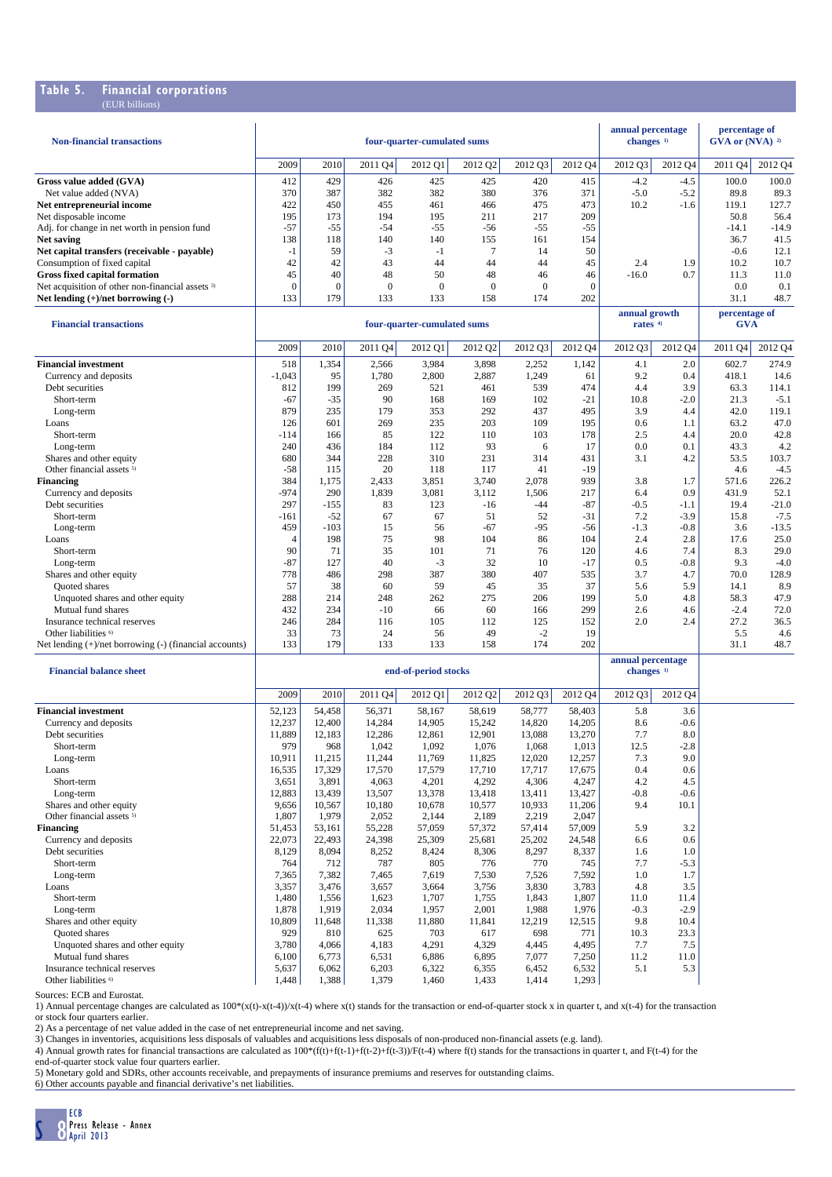## Table 5. Financial corporations
(EUR billions)

| Non-financial transactions | four-quarter-cumulated sums | | | | | | | annual percentage changes [1] | | percentage of GVA or (NVA) [2] | |
|---|---|---|---|---|---|---|---|---|---|---|---|
| | 2009 | 2010 | 2011 Q4 | 2012 Q1 | 2012 Q2 | 2012 Q3 | 2012 Q4 | 2012 Q3 | 2012 Q4 | 2011 Q4 | 2012 Q4 |
| **Gross value added (GVA)** | 412 | 429 | 426 | 425 | 425 | 420 | 415 | -4.2 | -4.5 | 100.0 | 100.0 |
| Net value added (NVA) | 370 | 387 | 382 | 382 | 380 | 376 | 371 | -5.0 | -5.2 | 89.8 | 89.3 |
| **Net entrepreneurial income** | 422 | 450 | 455 | 461 | 466 | 475 | 473 | 10.2 | -1.6 | 119.1 | 127.7 |
| Net disposable income | 195 | 173 | 194 | 195 | 211 | 217 | 209 | | | 50.8 | 56.4 |
| Adj. for change in net worth in pension fund | -57 | -55 | -54 | -55 | -56 | -55 | -55 | | | -14.1 | -14.9 |
| **Net saving** | 138 | 118 | 140 | 140 | 155 | 161 | 154 | | | 36.7 | 41.5 |
| **Net capital transfers (receivable - payable)** | -1 | 59 | -3 | -1 | 7 | 14 | 50 | | | -0.6 | 12.1 |
| Consumption of fixed capital | 42 | 42 | 43 | 44 | 44 | 44 | 45 | 2.4 | 1.9 | 10.2 | 10.7 |
| **Gross fixed capital formation** | 45 | 40 | 48 | 50 | 48 | 46 | 46 | -16.0 | 0.7 | 11.3 | 11.0 |
| Net acquisition of other non-financial assets [3] | 0 | 0 | 0 | 0 | 0 | 0 | 0 | | | 0.0 | 0.1 |
| **Net lending (+)/net borrowing (-)** | 133 | 179 | 133 | 133 | 158 | 174 | 202 | | | 31.1 | 48.7 |

| Financial transactions | four-quarter-cumulated sums | | | | | | | annual growth rates [4] | | percentage of GVA | |
|---|---|---|---|---|---|---|---|---|---|---|---|
| | 2009 | 2010 | 2011 Q4 | 2012 Q1 | 2012 Q2 | 2012 Q3 | 2012 Q4 | 2012 Q3 | 2012 Q4 | 2011 Q4 | 2012 Q4 |
| **Financial investment** | 518 | 1,354 | 2,566 | 3,984 | 3,898 | 2,252 | 1,142 | 4.1 | 2.0 | 602.7 | 274.9 |
| Currency and deposits | -1,043 | 95 | 1,780 | 2,800 | 2,887 | 1,249 | 61 | 9.2 | 0.4 | 418.1 | 14.6 |
| Debt securities | 812 | 199 | 269 | 521 | 461 | 539 | 474 | 4.4 | 3.9 | 63.3 | 114.1 |
| Short-term | -67 | -35 | 90 | 168 | 169 | 102 | -21 | 10.8 | -2.0 | 21.3 | -5.1 |
| Long-term | 879 | 235 | 179 | 353 | 292 | 437 | 495 | 3.9 | 4.4 | 42.0 | 119.1 |
| Loans | 126 | 601 | 269 | 235 | 203 | 109 | 195 | 0.6 | 1.1 | 63.2 | 47.0 |
| Short-term | -114 | 166 | 85 | 122 | 110 | 103 | 178 | 2.5 | 4.4 | 20.0 | 42.8 |
| Long-term | 240 | 436 | 184 | 112 | 93 | 6 | 17 | 0.0 | 0.1 | 43.3 | 4.2 |
| Shares and other equity | 680 | 344 | 228 | 310 | 231 | 314 | 431 | 3.1 | 4.2 | 53.5 | 103.7 |
| Other financial assets [5] | -58 | 115 | 20 | 118 | 117 | 41 | -19 | | | 4.6 | -4.5 |
| **Financing** | 384 | 1,175 | 2,433 | 3,851 | 3,740 | 2,078 | 939 | 3.8 | 1.7 | 571.6 | 226.2 |
| Currency and deposits | -974 | 290 | 1,839 | 3,081 | 3,112 | 1,506 | 217 | 6.4 | 0.9 | 431.9 | 52.1 |
| Debt securities | 297 | -155 | 83 | 123 | -16 | -44 | -87 | -0.5 | -1.1 | 19.4 | -21.0 |
| Short-term | -161 | -52 | 67 | 67 | 51 | 52 | -31 | 7.2 | -3.9 | 15.8 | -7.5 |
| Long-term | 459 | -103 | 15 | 56 | -67 | -95 | -56 | -1.3 | -0.8 | 3.6 | -13.5 |
| Loans | 4 | 198 | 75 | 98 | 104 | 86 | 104 | 2.4 | 2.8 | 17.6 | 25.0 |
| Short-term | 90 | 71 | 35 | 101 | 71 | 76 | 120 | 4.6 | 7.4 | 8.3 | 29.0 |
| Long-term | -87 | 127 | 40 | -3 | 32 | 10 | -17 | 0.5 | -0.8 | 9.3 | -4.0 |
| Shares and other equity | 778 | 486 | 298 | 387 | 380 | 407 | 535 | 3.7 | 4.7 | 70.0 | 128.9 |
| Quoted shares | 57 | 38 | 60 | 59 | 45 | 35 | 37 | 5.6 | 5.9 | 14.1 | 8.9 |
| Unquoted shares and other equity | 288 | 214 | 248 | 262 | 275 | 206 | 199 | 5.0 | 4.8 | 58.3 | 47.9 |
| Mutual fund shares | 432 | 234 | -10 | 66 | 60 | 166 | 299 | 2.6 | 4.6 | -2.4 | 72.0 |
| Insurance technical reserves | 246 | 284 | 116 | 105 | 112 | 125 | 152 | 2.0 | 2.4 | 27.2 | 36.5 |
| Other liabilities [6] | 33 | 73 | 24 | 56 | 49 | -2 | 19 | | | 5.5 | 4.6 |
| Net lending (+)/net borrowing (-) (financial accounts) | 133 | 179 | 133 | 133 | 158 | 174 | 202 | | | 31.1 | 48.7 |

| Financial balance sheet | end-of-period stocks | | | | | | | annual percentage changes [1] | |
|---|---|---|---|---|---|---|---|---|---|
| | 2009 | 2010 | 2011 Q4 | 2012 Q1 | 2012 Q2 | 2012 Q3 | 2012 Q4 | 2012 Q3 | 2012 Q4 |
| **Financial investment** | 52,123 | 54,458 | 56,371 | 58,167 | 58,619 | 58,777 | 58,403 | 5.8 | 3.6 |
| Currency and deposits | 12,237 | 12,400 | 14,284 | 14,905 | 15,242 | 14,820 | 14,205 | 8.6 | -0.6 |
| Debt securities | 11,889 | 12,183 | 12,286 | 12,861 | 12,901 | 13,088 | 13,270 | 7.7 | 8.0 |
| Short-term | 979 | 968 | 1,042 | 1,092 | 1,076 | 1,068 | 1,013 | 12.5 | -2.8 |
| Long-term | 10,911 | 11,215 | 11,244 | 11,769 | 11,825 | 12,020 | 12,257 | 7.3 | 9.0 |
| Loans | 16,535 | 17,329 | 17,570 | 17,579 | 17,710 | 17,717 | 17,675 | 0.4 | 0.6 |
| Short-term | 3,651 | 3,891 | 4,063 | 4,201 | 4,292 | 4,306 | 4,247 | 4.2 | 4.5 |
| Long-term | 12,883 | 13,439 | 13,507 | 13,378 | 13,418 | 13,411 | 13,427 | -0.8 | -0.6 |
| Shares and other equity | 9,656 | 10,567 | 10,180 | 10,678 | 10,577 | 10,933 | 11,206 | 9.4 | 10.1 |
| Other financial assets [5] | 1,807 | 1,979 | 2,052 | 2,144 | 2,189 | 2,219 | 2,047 | | |
| **Financing** | 51,453 | 53,161 | 55,228 | 57,059 | 57,372 | 57,414 | 57,009 | 5.9 | 3.2 |
| Currency and deposits | 22,073 | 22,493 | 24,398 | 25,309 | 25,681 | 25,202 | 24,548 | 6.6 | 0.6 |
| Debt securities | 8,129 | 8,094 | 8,252 | 8,424 | 8,306 | 8,297 | 8,337 | 1.6 | 1.0 |
| Short-term | 764 | 712 | 787 | 805 | 776 | 770 | 745 | 7.7 | -5.3 |
| Long-term | 7,365 | 7,382 | 7,465 | 7,619 | 7,530 | 7,526 | 7,592 | 1.0 | 1.7 |
| Loans | 3,357 | 3,476 | 3,657 | 3,664 | 3,756 | 3,830 | 3,783 | 4.8 | 3.5 |
| Short-term | 1,480 | 1,556 | 1,623 | 1,707 | 1,755 | 1,843 | 1,807 | 11.0 | 11.4 |
| Long-term | 1,878 | 1,919 | 2,034 | 1,957 | 2,001 | 1,988 | 1,976 | -0.3 | -2.9 |
| Shares and other equity | 10,809 | 11,648 | 11,338 | 11,880 | 11,841 | 12,219 | 12,515 | 9.8 | 10.4 |
| Quoted shares | 929 | 810 | 625 | 703 | 617 | 698 | 771 | 10.3 | 23.3 |
| Unquoted shares and other equity | 3,780 | 4,066 | 4,183 | 4,291 | 4,329 | 4,445 | 4,495 | 7.7 | 7.5 |
| Mutual fund shares | 6,100 | 6,773 | 6,531 | 6,886 | 6,895 | 7,077 | 7,250 | 11.2 | 11.0 |
| Insurance technical reserves | 5,637 | 6,062 | 6,203 | 6,322 | 6,355 | 6,452 | 6,532 | 5.1 | 5.3 |
| Other liabilities [6] | 1,448 | 1,388 | 1,379 | 1,460 | 1,433 | 1,414 | 1,293 | | |

Sources: ECB and Eurostat.

1) Annual percentage changes are calculated as $100*(x(t)-x(t-4))/x(t-4)$ where $x(t)$ stands for the transaction or end-of-quarter stock x in quarter t, and $x(t-4)$ for the transaction or stock four quarters earlier.

2) As a percentage of net value added in the case of net entrepreneurial income and net saving.

3) Changes in inventories, acquisitions less disposals of valuables and acquisitions less disposals of non-produced non-financial assets (e.g. land).

4) Annual growth rates for financial transactions are calculated as $100*(f(t)+f(t-1)+f(t-2)+f(t-3))/F(t-4)$ where $f(t)$ stands for the transactions in quarter t, and $F(t-4)$ for the end-of-quarter stock value four quarters earlier.

5) Monetary gold and SDRs, other accounts receivable, and prepayments of insurance premiums and reserves for outstanding claims.

6) Other accounts payable and financial derivative's net liabilities.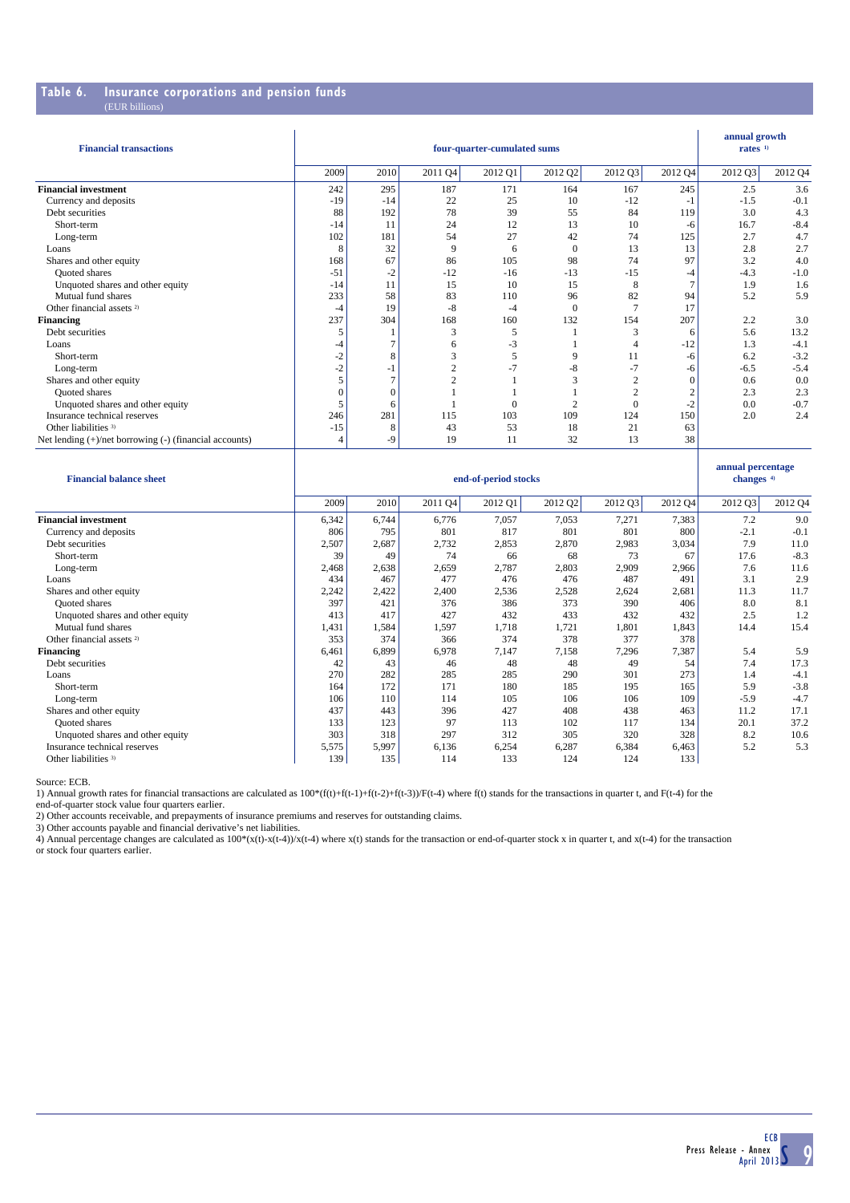## Table 6. Insurance corporations and pension funds

(EUR billions)

| Financial transactions | four-quarter-cumulated sums | | | | | | | annual growth rates [1] | |
|---|---|---|---|---|---|---|---|---|---|
| | 2009 | 2010 | 2011 Q4 | 2012 Q1 | 2012 Q2 | 2012 Q3 | 2012 Q4 | 2012 Q3 | 2012 Q4 |
| **Financial investment** | 242 | 295 | 187 | 171 | 164 | 167 | 245 | 2.5 | 3.6 |
| Currency and deposits | -19 | -14 | 22 | 25 | 10 | -12 | -1 | -1.5 | -0.1 |
| Debt securities | 88 | 192 | 78 | 39 | 55 | 84 | 119 | 3.0 | 4.3 |
| Short-term | -14 | 11 | 24 | 12 | 13 | 10 | -6 | 16.7 | -8.4 |
| Long-term | 102 | 181 | 54 | 27 | 42 | 74 | 125 | 2.7 | 4.7 |
| Loans | 8 | 32 | 9 | 6 | 0 | 13 | 13 | 2.8 | 2.7 |
| Shares and other equity | 168 | 67 | 86 | 105 | 98 | 74 | 97 | 3.2 | 4.0 |
| Quoted shares | -51 | -2 | -12 | -16 | -13 | -15 | -4 | -4.3 | -1.0 |
| Unquoted shares and other equity | -14 | 11 | 15 | 10 | 15 | 8 | 7 | 1.9 | 1.6 |
| Mutual fund shares | 233 | 58 | 83 | 110 | 96 | 82 | 94 | 5.2 | 5.9 |
| Other financial assets [2] | -4 | 19 | -8 | -4 | 0 | 7 | 17 | | |
| **Financing** | 237 | 304 | 168 | 160 | 132 | 154 | 207 | 2.2 | 3.0 |
| Debt securities | 5 | 1 | 3 | 5 | 1 | 3 | 6 | 5.6 | 13.2 |
| Loans | -4 | 7 | 6 | -3 | 1 | 4 | -12 | 1.3 | -4.1 |
| Short-term | -2 | 8 | 3 | 5 | 9 | 11 | -6 | 6.2 | -3.2 |
| Long-term | -2 | -1 | 2 | -7 | -8 | -7 | -6 | -6.5 | -5.4 |
| Shares and other equity | 5 | 7 | 2 | 1 | 3 | 2 | 0 | 0.6 | 0.0 |
| Quoted shares | 0 | 0 | 1 | 1 | 1 | 2 | 2 | 2.3 | 2.3 |
| Unquoted shares and other equity | 5 | 6 | 1 | 0 | 2 | 0 | -2 | 0.0 | -0.7 |
| Insurance technical reserves | 246 | 281 | 115 | 103 | 109 | 124 | 150 | 2.0 | 2.4 |
| Other liabilities [3] | -15 | 8 | 43 | 53 | 18 | 21 | 63 | | |
| Net lending (+)/net borrowing (-) (financial accounts) | 4 | -9 | 19 | 11 | 32 | 13 | 38 | | |

| Financial balance sheet | end-of-period stocks | | | | | | | annual percentage changes [4] | |
|---|---|---|---|---|---|---|---|---|---|
| | 2009 | 2010 | 2011 Q4 | 2012 Q1 | 2012 Q2 | 2012 Q3 | 2012 Q4 | 2012 Q3 | 2012 Q4 |
| **Financial investment** | 6,342 | 6,744 | 6,776 | 7,057 | 7,053 | 7,271 | 7,383 | 7.2 | 9.0 |
| Currency and deposits | 806 | 795 | 801 | 817 | 801 | 801 | 800 | -2.1 | -0.1 |
| Debt securities | 2,507 | 2,687 | 2,732 | 2,853 | 2,870 | 2,983 | 3,034 | 7.9 | 11.0 |
| Short-term | 39 | 49 | 74 | 66 | 68 | 73 | 67 | 17.6 | -8.3 |
| Long-term | 2,468 | 2,638 | 2,659 | 2,787 | 2,803 | 2,909 | 2,966 | 7.6 | 11.6 |
| Loans | 434 | 467 | 477 | 476 | 476 | 487 | 491 | 3.1 | 2.9 |
| Shares and other equity | 2,242 | 2,422 | 2,400 | 2,536 | 2,528 | 2,624 | 2,681 | 11.3 | 11.7 |
| Quoted shares | 397 | 421 | 376 | 386 | 373 | 390 | 406 | 8.0 | 8.1 |
| Unquoted shares and other equity | 413 | 417 | 427 | 432 | 433 | 432 | 432 | 2.5 | 1.2 |
| Mutual fund shares | 1,431 | 1,584 | 1,597 | 1,718 | 1,721 | 1,801 | 1,843 | 14.4 | 15.4 |
| Other financial assets [2] | 353 | 374 | 366 | 374 | 378 | 377 | 378 | | |
| **Financing** | 6,461 | 6,899 | 6,978 | 7,147 | 7,158 | 7,296 | 7,387 | 5.4 | 5.9 |
| Debt securities | 42 | 43 | 46 | 48 | 48 | 49 | 54 | 7.4 | 17.3 |
| Loans | 270 | 282 | 285 | 285 | 290 | 301 | 273 | 1.4 | -4.1 |
| Short-term | 164 | 172 | 171 | 180 | 185 | 195 | 165 | 5.9 | -3.8 |
| Long-term | 106 | 110 | 114 | 105 | 106 | 106 | 109 | -5.9 | -4.7 |
| Shares and other equity | 437 | 443 | 396 | 427 | 408 | 438 | 463 | 11.2 | 17.1 |
| Quoted shares | 133 | 123 | 97 | 113 | 102 | 117 | 134 | 20.1 | 37.2 |
| Unquoted shares and other equity | 303 | 318 | 297 | 312 | 305 | 320 | 328 | 8.2 | 10.6 |
| Insurance technical reserves | 5,575 | 5,997 | 6,136 | 6,254 | 6,287 | 6,384 | 6,463 | 5.2 | 5.3 |
| Other liabilities [3] | 139 | 135 | 114 | 133 | 124 | 124 | 133 | | |

Source: ECB.

1) Annual growth rates for financial transactions are calculated as 100*(f(t)+f(t-1)+f(t-2)+f(t-3))/F(t-4) where f(t) stands for the transactions in quarter t, and F(t-4) for the end-of-quarter stock value four quarters earlier.

2) Other accounts receivable, and prepayments of insurance premiums and reserves for outstanding claims.

3) Other accounts payable and financial derivative's net liabilities.

4) Annual percentage changes are calculated as 100*(x(t)-x(t-4))/x(t-4) where x(t) stands for the transaction or end-of-quarter stock x in quarter t, and x(t-4) for the transaction or stock four quarters earlier.